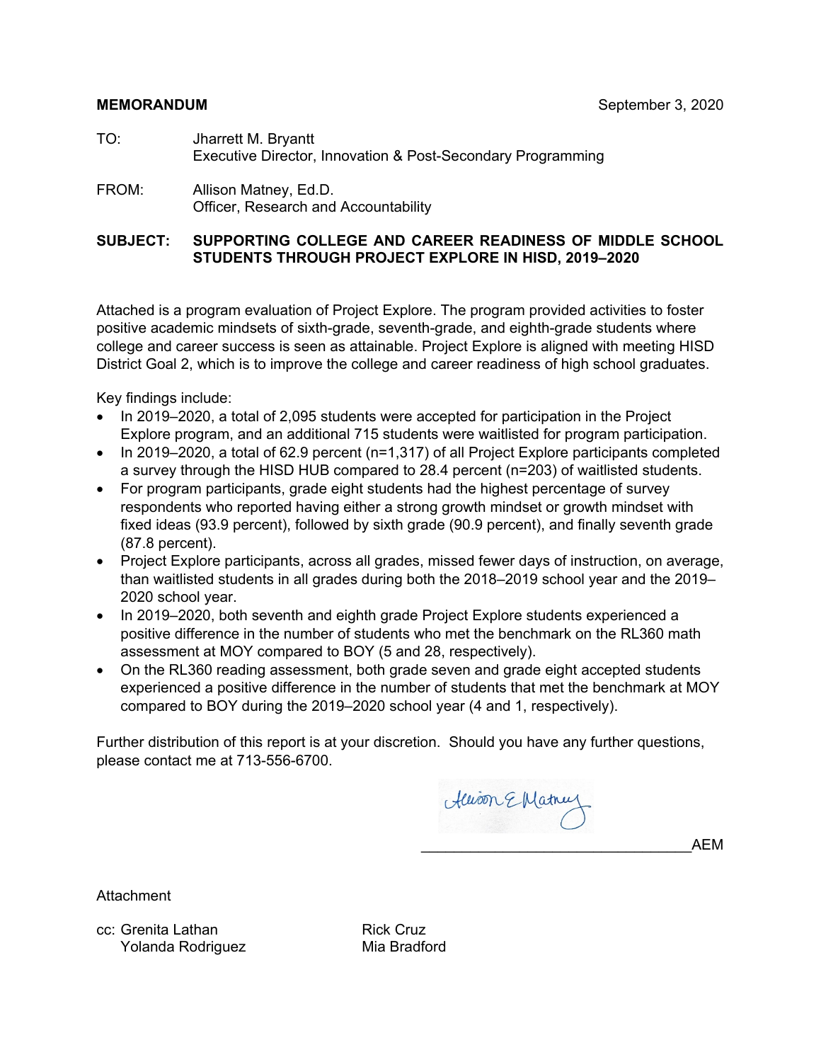**MEMORANDUM** September 3, 2020

TO: Jharrett M. Bryantt
Executive Director, Innovation & Post-Secondary Programming

FROM: Allison Matney, Ed.D.
Officer, Research and Accountability

**SUBJECT: SUPPORTING COLLEGE AND CAREER READINESS OF MIDDLE SCHOOL STUDENTS THROUGH PROJECT EXPLORE IN HISD, 2019–2020**

Attached is a program evaluation of Project Explore. The program provided activities to foster positive academic mindsets of sixth-grade, seventh-grade, and eighth-grade students where college and career success is seen as attainable. Project Explore is aligned with meeting HISD District Goal 2, which is to improve the college and career readiness of high school graduates.

Key findings include:

- In 2019–2020, a total of 2,095 students were accepted for participation in the Project Explore program, and an additional 715 students were waitlisted for program participation.
- In 2019–2020, a total of 62.9 percent (n=1,317) of all Project Explore participants completed a survey through the HISD HUB compared to 28.4 percent (n=203) of waitlisted students.
- For program participants, grade eight students had the highest percentage of survey respondents who reported having either a strong growth mindset or growth mindset with fixed ideas (93.9 percent), followed by sixth grade (90.9 percent), and finally seventh grade (87.8 percent).
- Project Explore participants, across all grades, missed fewer days of instruction, on average, than waitlisted students in all grades during both the 2018–2019 school year and the 2019–2020 school year.
- In 2019–2020, both seventh and eighth grade Project Explore students experienced a positive difference in the number of students who met the benchmark on the RL360 math assessment at MOY compared to BOY (5 and 28, respectively).
- On the RL360 reading assessment, both grade seven and grade eight accepted students experienced a positive difference in the number of students that met the benchmark at MOY compared to BOY during the 2019–2020 school year (4 and 1, respectively).

Further distribution of this report is at your discretion. Should you have any further questions, please contact me at 713-556-6700.

Allison E Matney
_________________________________AEM

Attachment

cc: Grenita Lathan
Yolanda Rodriguez
Rick Cruz
Mia Bradford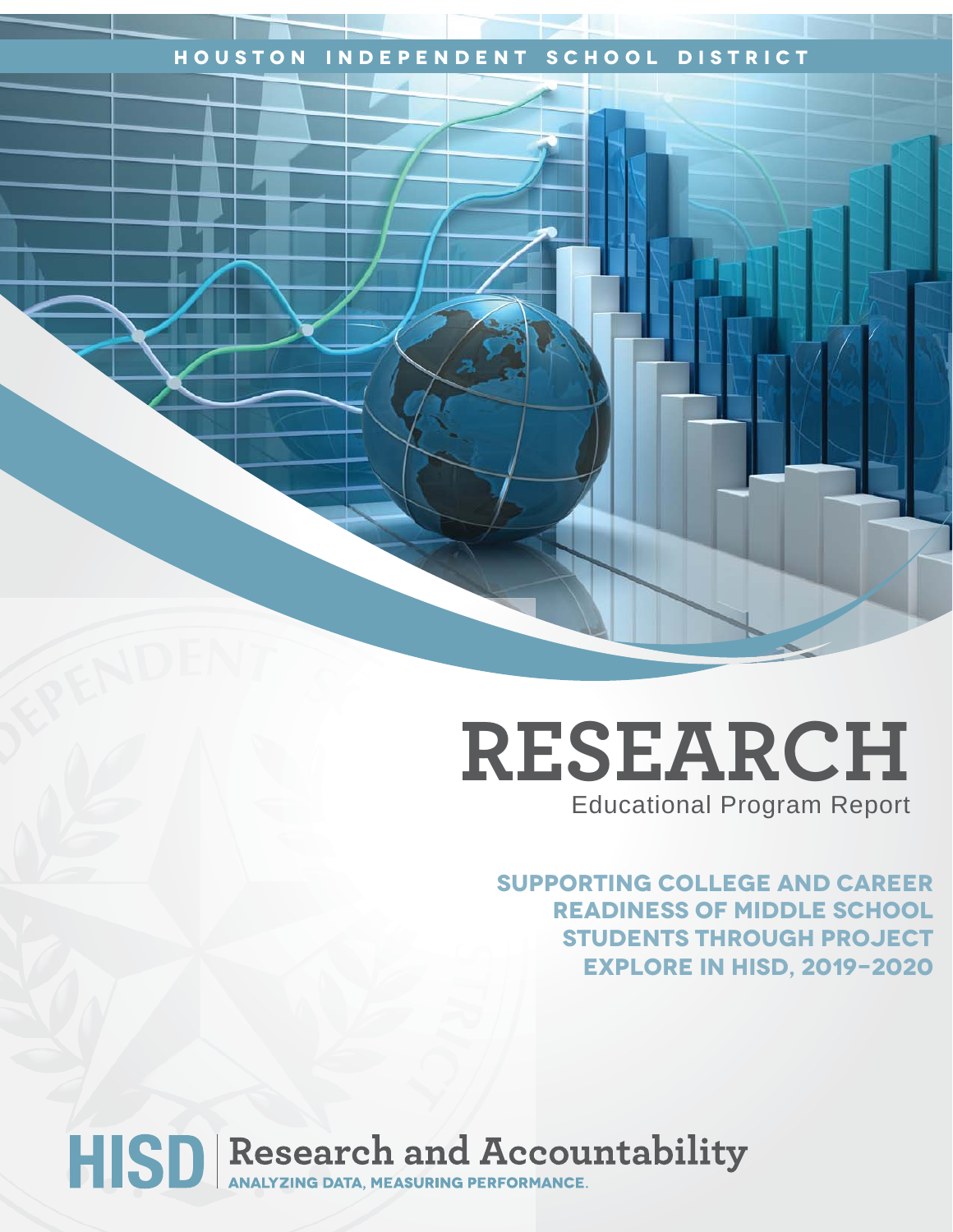HOUSTON INDEPENDENT SCHOOL DISTRICT

# RESEARCH

Educational Program Report

## SUPPORTING COLLEGE AND CAREER READINESS OF MIDDLE SCHOOL STUDENTS THROUGH PROJECT EXPLORE IN HISD, 2019–2020

HISD | Research and Accountability

ANALYZING DATA, MEASURING PERFORMANCE.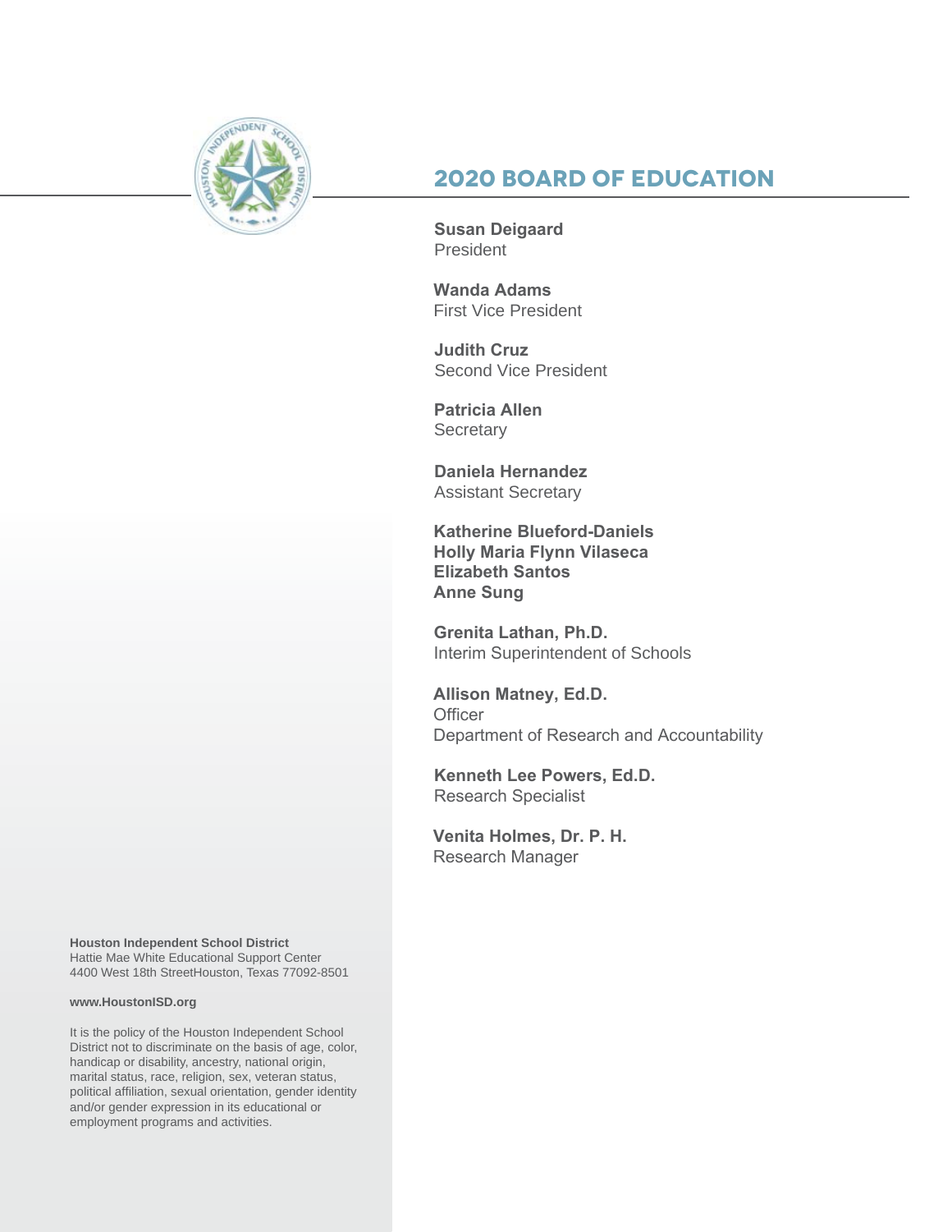## 2020 BOARD OF EDUCATION

**Susan Deigaard**
President

**Wanda Adams**
First Vice President

**Judith Cruz**
Second Vice President

**Patricia Allen**
Secretary

**Daniela Hernandez**
Assistant Secretary

**Katherine Blueford-Daniels**
**Holly Maria Flynn Vilaseca**
**Elizabeth Santos**
**Anne Sung**

**Grenita Lathan, Ph.D.**
Interim Superintendent of Schools

**Allison Matney, Ed.D.**
Officer
Department of Research and Accountability

**Kenneth Lee Powers, Ed.D.**
Research Specialist

**Venita Holmes, Dr. P. H.**
Research Manager

**Houston Independent School District**
Hattie Mae White Educational Support Center
4400 West 18th StreetHouston, Texas 77092-8501

**www.HoustonISD.org**

It is the policy of the Houston Independent School District not to discriminate on the basis of age, color, handicap or disability, ancestry, national origin, marital status, race, religion, sex, veteran status, political affiliation, sexual orientation, gender identity and/or gender expression in its educational or employment programs and activities.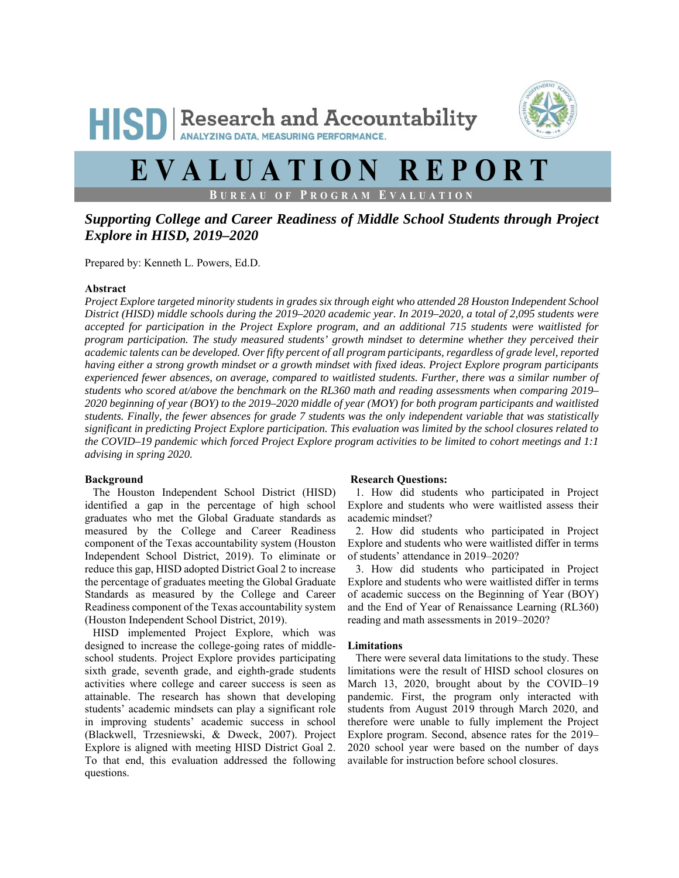# HISD | Research and Accountability

ANALYZING DATA, MEASURING PERFORMANCE.

# EVALUATION REPORT

BUREAU OF PROGRAM EVALUATION

## *Supporting College and Career Readiness of Middle School Students through Project Explore in HISD, 2019–2020*

Prepared by: Kenneth L. Powers, Ed.D.

### Abstract

*Project Explore targeted minority students in grades six through eight who attended 28 Houston Independent School District (HISD) middle schools during the 2019–2020 academic year. In 2019–2020, a total of 2,095 students were accepted for participation in the Project Explore program, and an additional 715 students were waitlisted for program participation. The study measured students' growth mindset to determine whether they perceived their academic talents can be developed. Over fifty percent of all program participants, regardless of grade level, reported having either a strong growth mindset or a growth mindset with fixed ideas. Project Explore program participants experienced fewer absences, on average, compared to waitlisted students. Further, there was a similar number of students who scored at/above the benchmark on the RL360 math and reading assessments when comparing 2019–2020 beginning of year (BOY) to the 2019–2020 middle of year (MOY) for both program participants and waitlisted students. Finally, the fewer absences for grade 7 students was the only independent variable that was statistically significant in predicting Project Explore participation. This evaluation was limited by the school closures related to the COVID–19 pandemic which forced Project Explore program activities to be limited to cohort meetings and 1:1 advising in spring 2020.*

### Background

The Houston Independent School District (HISD) identified a gap in the percentage of high school graduates who met the Global Graduate standards as measured by the College and Career Readiness component of the Texas accountability system (Houston Independent School District, 2019). To eliminate or reduce this gap, HISD adopted District Goal 2 to increase the percentage of graduates meeting the Global Graduate Standards as measured by the College and Career Readiness component of the Texas accountability system (Houston Independent School District, 2019).

HISD implemented Project Explore, which was designed to increase the college-going rates of middle-school students. Project Explore provides participating sixth grade, seventh grade, and eighth-grade students activities where college and career success is seen as attainable. The research has shown that developing students' academic mindsets can play a significant role in improving students' academic success in school (Blackwell, Trzesniewski, & Dweck, 2007). Project Explore is aligned with meeting HISD District Goal 2. To that end, this evaluation addressed the following questions.

### Research Questions:

1. How did students who participated in Project Explore and students who were waitlisted assess their academic mindset?
2. How did students who participated in Project Explore and students who were waitlisted differ in terms of students' attendance in 2019–2020?
3. How did students who participated in Project Explore and students who were waitlisted differ in terms of academic success on the Beginning of Year (BOY) and the End of Year of Renaissance Learning (RL360) reading and math assessments in 2019–2020?

### Limitations

There were several data limitations to the study. These limitations were the result of HISD school closures on March 13, 2020, brought about by the COVID–19 pandemic. First, the program only interacted with students from August 2019 through March 2020, and therefore were unable to fully implement the Project Explore program. Second, absence rates for the 2019–2020 school year were based on the number of days available for instruction before school closures.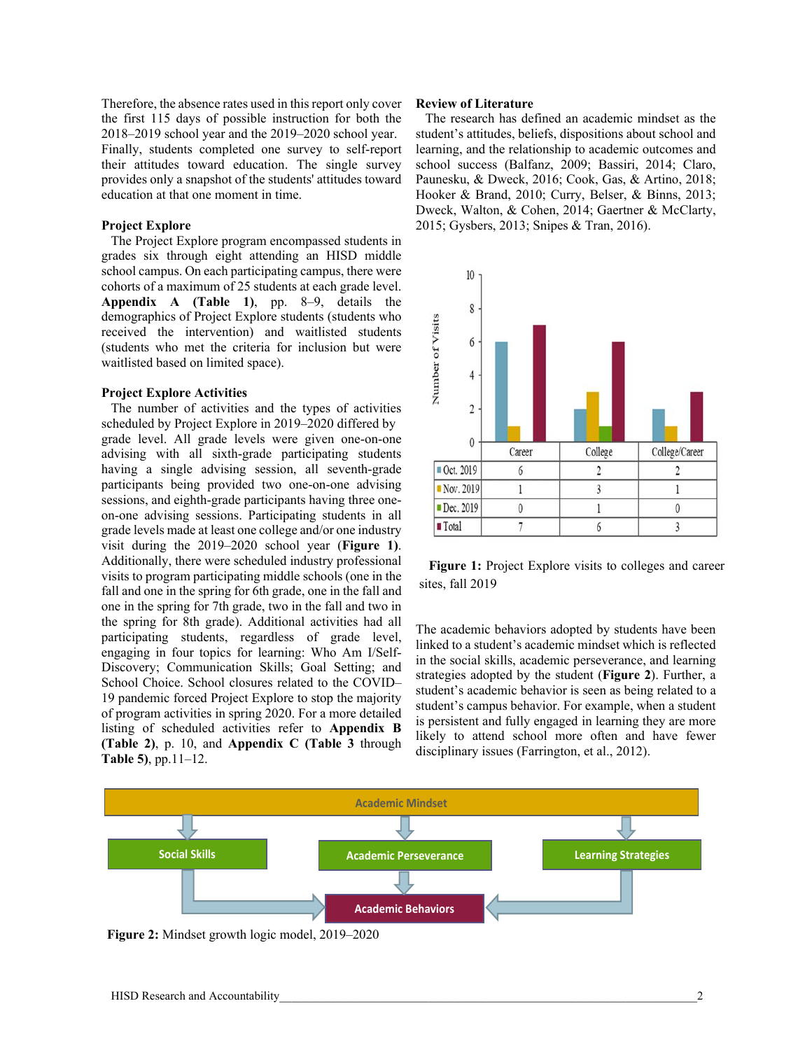Therefore, the absence rates used in this report only cover the first 115 days of possible instruction for both the 2018–2019 school year and the 2019–2020 school year. Finally, students completed one survey to self-report their attitudes toward education. The single survey provides only a snapshot of the students' attitudes toward education at that one moment in time.

### Project Explore

The Project Explore program encompassed students in grades six through eight attending an HISD middle school campus. On each participating campus, there were cohorts of a maximum of 25 students at each grade level. **Appendix A (Table 1)**, pp. 8–9, details the demographics of Project Explore students (students who received the intervention) and waitlisted students (students who met the criteria for inclusion but were waitlisted based on limited space).

### Project Explore Activities

The number of activities and the types of activities scheduled by Project Explore in 2019–2020 differed by grade level. All grade levels were given one-on-one advising with all sixth-grade participating students having a single advising session, all seventh-grade participants being provided two one-on-one advising sessions, and eighth-grade participants having three one-on-one advising sessions. Participating students in all grade levels made at least one college and/or one industry visit during the 2019–2020 school year (**Figure 1**). Additionally, there were scheduled industry professional visits to program participating middle schools (one in the fall and one in the spring for 6th grade, one in the fall and one in the spring for 7th grade, two in the fall and two in the spring for 8th grade). Additional activities had all participating students, regardless of grade level, engaging in four topics for learning: Who Am I/Self-Discovery; Communication Skills; Goal Setting; and School Choice. School closures related to the COVID–19 pandemic forced Project Explore to stop the majority of program activities in spring 2020. For a more detailed listing of scheduled activities refer to **Appendix B (Table 2)**, p. 10, and **Appendix C (Table 3** through **Table 5)**, pp.11–12.

### Review of Literature

The research has defined an academic mindset as the student's attitudes, beliefs, dispositions about school and learning, and the relationship to academic outcomes and school success (Balfanz, 2009; Bassiri, 2014; Claro, Paunesku, & Dweck, 2016; Cook, Gas, & Artino, 2018; Hooker & Brand, 2010; Curry, Belser, & Binns, 2013; Dweck, Walton, & Cohen, 2014; Gaertner & McClarty, 2015; Gysbers, 2013; Snipes & Tran, 2016).

| | Career | College | College/Career |
|---|---|---|---|
| Oct. 2019 | 6 | 2 | 2 |
| Nov. 2019 | 1 | 3 | 1 |
| Dec. 2019 | 0 | 1 | 0 |
| Total | 7 | 6 | 3 |

**Figure 1:** Project Explore visits to colleges and career sites, fall 2019

The academic behaviors adopted by students have been linked to a student's academic mindset which is reflected in the social skills, academic perseverance, and learning strategies adopted by the student (**Figure 2**). Further, a student's academic behavior is seen as being related to a student's campus behavior. For example, when a student is persistent and fully engaged in learning they are more likely to attend school more often and have fewer disciplinary issues (Farrington, et al., 2012).

Academic Mindset → Social Skills, Academic Perseverance, Learning Strategies → Academic Behaviors

**Figure 2:** Mindset growth logic model, 2019–2020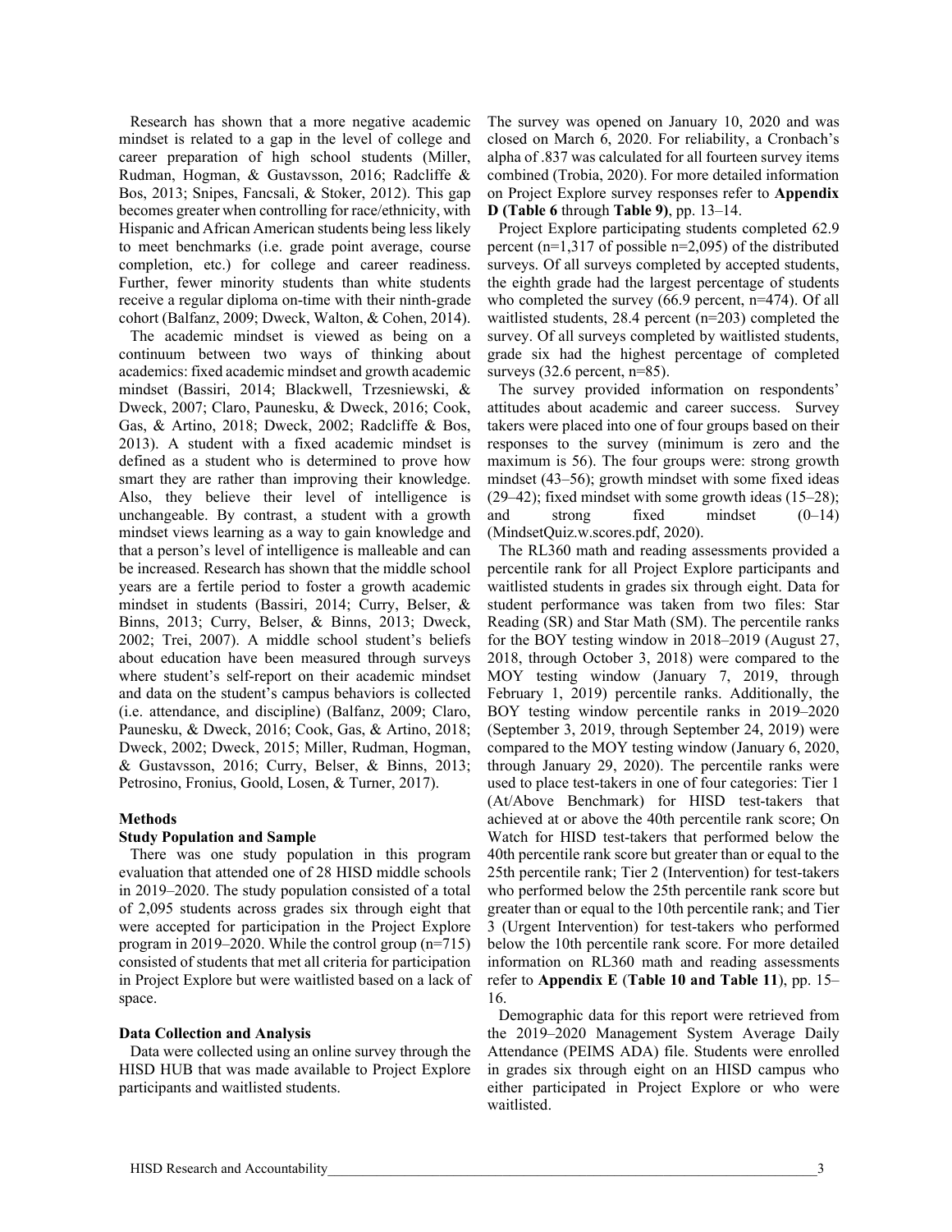Research has shown that a more negative academic mindset is related to a gap in the level of college and career preparation of high school students (Miller, Rudman, Hogman, & Gustavsson, 2016; Radcliffe & Bos, 2013; Snipes, Fancsali, & Stoker, 2012). This gap becomes greater when controlling for race/ethnicity, with Hispanic and African American students being less likely to meet benchmarks (i.e. grade point average, course completion, etc.) for college and career readiness. Further, fewer minority students than white students receive a regular diploma on-time with their ninth-grade cohort (Balfanz, 2009; Dweck, Walton, & Cohen, 2014).

The academic mindset is viewed as being on a continuum between two ways of thinking about academics: fixed academic mindset and growth academic mindset (Bassiri, 2014; Blackwell, Trzesniewski, & Dweck, 2007; Claro, Paunesku, & Dweck, 2016; Cook, Gas, & Artino, 2018; Dweck, 2002; Radcliffe & Bos, 2013). A student with a fixed academic mindset is defined as a student who is determined to prove how smart they are rather than improving their knowledge. Also, they believe their level of intelligence is unchangeable. By contrast, a student with a growth mindset views learning as a way to gain knowledge and that a person's level of intelligence is malleable and can be increased. Research has shown that the middle school years are a fertile period to foster a growth academic mindset in students (Bassiri, 2014; Curry, Belser, & Binns, 2013; Curry, Belser, & Binns, 2013; Dweck, 2002; Trei, 2007). A middle school student's beliefs about education have been measured through surveys where student's self-report on their academic mindset and data on the student's campus behaviors is collected (i.e. attendance, and discipline) (Balfanz, 2009; Claro, Paunesku, & Dweck, 2016; Cook, Gas, & Artino, 2018; Dweck, 2002; Dweck, 2015; Miller, Rudman, Hogman, & Gustavsson, 2016; Curry, Belser, & Binns, 2013; Petrosino, Fronius, Goold, Losen, & Turner, 2017).

## Methods

### Study Population and Sample

There was one study population in this program evaluation that attended one of 28 HISD middle schools in 2019–2020. The study population consisted of a total of 2,095 students across grades six through eight that were accepted for participation in the Project Explore program in 2019–2020. While the control group (n=715) consisted of students that met all criteria for participation in Project Explore but were waitlisted based on a lack of space.

### Data Collection and Analysis

Data were collected using an online survey through the HISD HUB that was made available to Project Explore participants and waitlisted students. The survey was opened on January 10, 2020 and was closed on March 6, 2020. For reliability, a Cronbach's alpha of .837 was calculated for all fourteen survey items combined (Trobia, 2020). For more detailed information on Project Explore survey responses refer to **Appendix D (Table 6** through **Table 9)**, pp. 13–14.

Project Explore participating students completed 62.9 percent (n=1,317 of possible n=2,095) of the distributed surveys. Of all surveys completed by accepted students, the eighth grade had the largest percentage of students who completed the survey (66.9 percent, n=474). Of all waitlisted students, 28.4 percent (n=203) completed the survey. Of all surveys completed by waitlisted students, grade six had the highest percentage of completed surveys (32.6 percent, n=85).

The survey provided information on respondents' attitudes about academic and career success. Survey takers were placed into one of four groups based on their responses to the survey (minimum is zero and the maximum is 56). The four groups were: strong growth mindset (43–56); growth mindset with some fixed ideas (29–42); fixed mindset with some growth ideas (15–28); and strong fixed mindset (0–14) (MindsetQuiz.w.scores.pdf, 2020).

The RL360 math and reading assessments provided a percentile rank for all Project Explore participants and waitlisted students in grades six through eight. Data for student performance was taken from two files: Star Reading (SR) and Star Math (SM). The percentile ranks for the BOY testing window in 2018–2019 (August 27, 2018, through October 3, 2018) were compared to the MOY testing window (January 7, 2019, through February 1, 2019) percentile ranks. Additionally, the BOY testing window percentile ranks in 2019–2020 (September 3, 2019, through September 24, 2019) were compared to the MOY testing window (January 6, 2020, through January 29, 2020). The percentile ranks were used to place test-takers in one of four categories: Tier 1 (At/Above Benchmark) for HISD test-takers that achieved at or above the 40th percentile rank score; On Watch for HISD test-takers that performed below the 40th percentile rank score but greater than or equal to the 25th percentile rank; Tier 2 (Intervention) for test-takers who performed below the 25th percentile rank score but greater than or equal to the 10th percentile rank; and Tier 3 (Urgent Intervention) for test-takers who performed below the 10th percentile rank score. For more detailed information on RL360 math and reading assessments refer to **Appendix E** (**Table 10 and Table 11**), pp. 15–16.

Demographic data for this report were retrieved from the 2019–2020 Management System Average Daily Attendance (PEIMS ADA) file. Students were enrolled in grades six through eight on an HISD campus who either participated in Project Explore or who were waitlisted.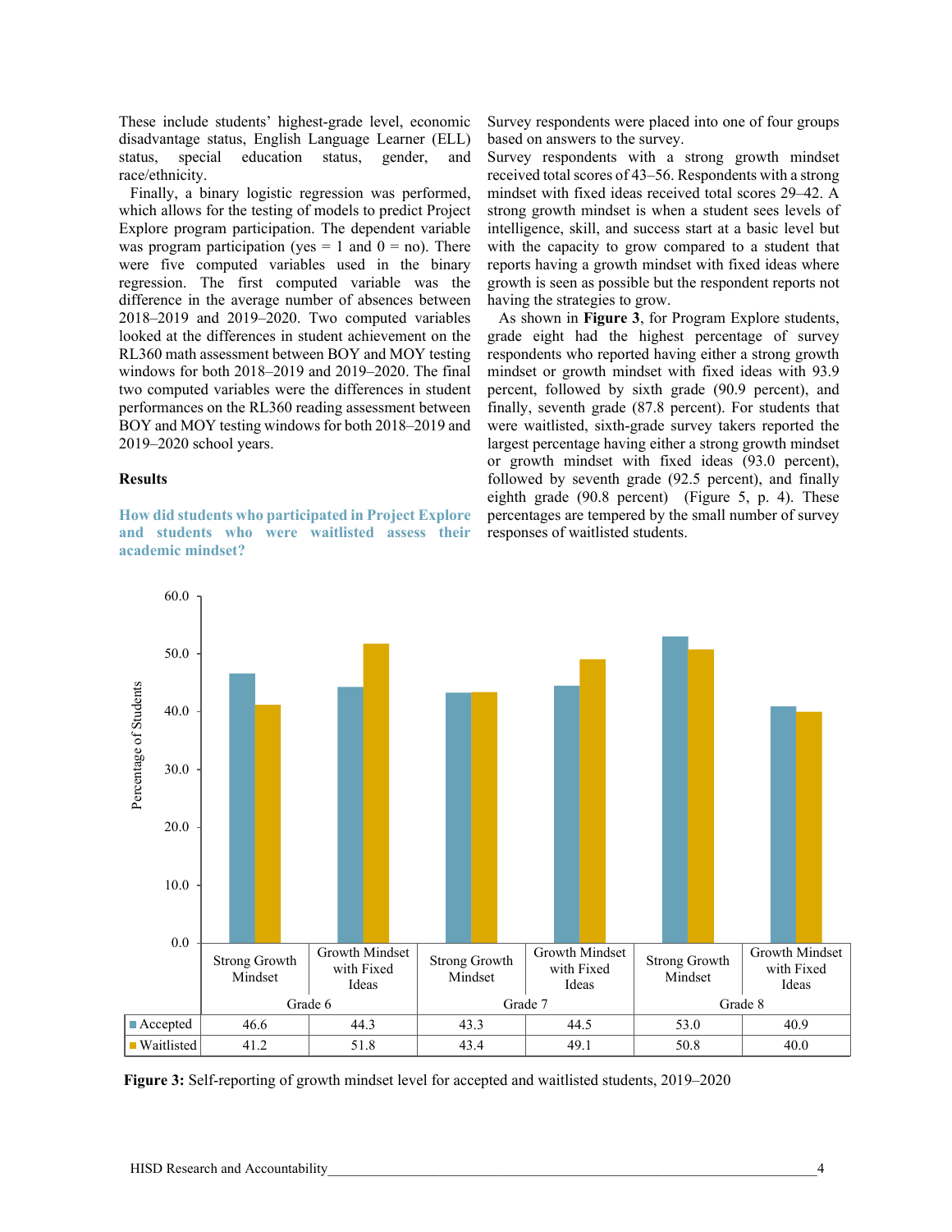These include students' highest-grade level, economic disadvantage status, English Language Learner (ELL) status, special education status, gender, and race/ethnicity.

Finally, a binary logistic regression was performed, which allows for the testing of models to predict Project Explore program participation. The dependent variable was program participation (yes = 1 and 0 = no). There were five computed variables used in the binary regression. The first computed variable was the difference in the average number of absences between 2018–2019 and 2019–2020. Two computed variables looked at the differences in student achievement on the RL360 math assessment between BOY and MOY testing windows for both 2018–2019 and 2019–2020. The final two computed variables were the differences in student performances on the RL360 reading assessment between BOY and MOY testing windows for both 2018–2019 and 2019–2020 school years.

### Results

**How did students who participated in Project Explore and students who were waitlisted assess their academic mindset?**

Survey respondents were placed into one of four groups based on answers to the survey.

Survey respondents with a strong growth mindset received total scores of 43–56. Respondents with a strong mindset with fixed ideas received total scores 29–42. A strong growth mindset is when a student sees levels of intelligence, skill, and success start at a basic level but with the capacity to grow compared to a student that reports having a growth mindset with fixed ideas where growth is seen as possible but the respondent reports not having the strategies to grow.

As shown in **Figure 3**, for Program Explore students, grade eight had the highest percentage of survey respondents who reported having either a strong growth mindset or growth mindset with fixed ideas with 93.9 percent, followed by sixth grade (90.9 percent), and finally, seventh grade (87.8 percent). For students that were waitlisted, sixth-grade survey takers reported the largest percentage having either a strong growth mindset or growth mindset with fixed ideas (93.0 percent), followed by seventh grade (92.5 percent), and finally eighth grade (90.8 percent) (Figure 5, p. 4). These percentages are tempered by the small number of survey responses of waitlisted students.

| | Grade 6 | | Grade 7 | | Grade 8 | |
|---|---|---|---|---|---|---|
| | Strong Growth Mindset | Growth Mindset with Fixed Ideas | Strong Growth Mindset | Growth Mindset with Fixed Ideas | Strong Growth Mindset | Growth Mindset with Fixed Ideas |
| Accepted | 46.6 | 44.3 | 43.3 | 44.5 | 53.0 | 40.9 |
| Waitlisted | 41.2 | 51.8 | 43.4 | 49.1 | 50.8 | 40.0 |

**Figure 3:** Self-reporting of growth mindset level for accepted and waitlisted students, 2019–2020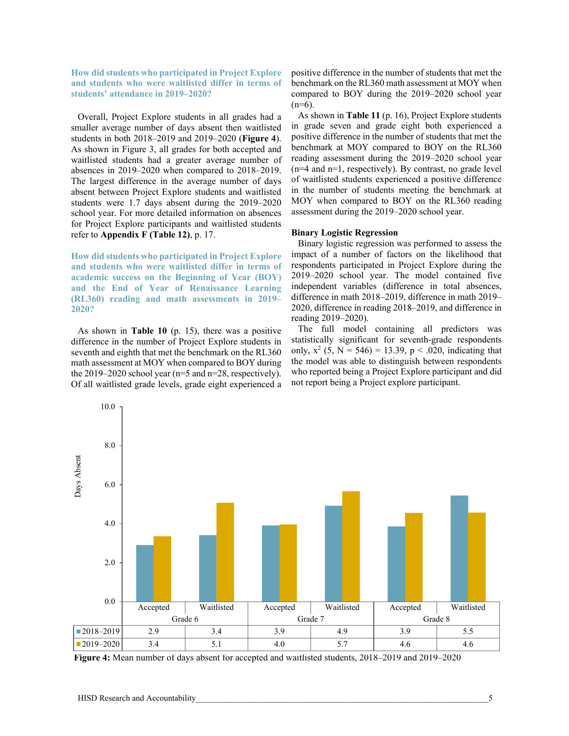### How did students who participated in Project Explore and students who were waitlisted differ in terms of students' attendance in 2019–2020?

Overall, Project Explore students in all grades had a smaller average number of days absent then waitlisted students in both 2018–2019 and 2019–2020 (**Figure 4**). As shown in Figure 3, all grades for both accepted and waitlisted students had a greater average number of absences in 2019–2020 when compared to 2018–2019. The largest difference in the average number of days absent between Project Explore students and waitlisted students were 1.7 days absent during the 2019–2020 school year. For more detailed information on absences for Project Explore participants and waitlisted students refer to **Appendix F (Table 12)**, p. 17.

### How did students who participated in Project Explore and students who were waitlisted differ in terms of academic success on the Beginning of Year (BOY) and the End of Year of Renaissance Learning (RL360) reading and math assessments in 2019–2020?

As shown in **Table 10** (p. 15), there was a positive difference in the number of Project Explore students in seventh and eighth that met the benchmark on the RL360 math assessment at MOY when compared to BOY during the 2019–2020 school year (n=5 and n=28, respectively). Of all waitlisted grade levels, grade eight experienced a positive difference in the number of students that met the benchmark on the RL360 math assessment at MOY when compared to BOY during the 2019–2020 school year (n=6).

As shown in **Table 11** (p. 16), Project Explore students in grade seven and grade eight both experienced a positive difference in the number of students that met the benchmark at MOY compared to BOY on the RL360 reading assessment during the 2019–2020 school year (n=4 and n=1, respectively). By contrast, no grade level of waitlisted students experienced a positive difference in the number of students meeting the benchmark at MOY when compared to BOY on the RL360 reading assessment during the 2019–2020 school year.

**Binary Logistic Regression**

Binary logistic regression was performed to assess the impact of a number of factors on the likelihood that respondents participated in Project Explore during the 2019–2020 school year. The model contained five independent variables (difference in total absences, difference in math 2018–2019, difference in math 2019–2020, difference in reading 2018–2019, and difference in reading 2019–2020).

The full model containing all predictors was statistically significant for seventh-grade respondents only, $x^2$ (5, N = 546) = 13.39, p < .020, indicating that the model was able to distinguish between respondents who reported being a Project Explore participant and did not report being a Project explore participant.

| | Grade 6 | | Grade 7 | | Grade 8 | |
|---|---|---|---|---|---|---|
| | Accepted | Waitlisted | Accepted | Waitlisted | Accepted | Waitlisted |
| 2018–2019 | 2.9 | 3.4 | 3.9 | 4.9 | 3.9 | 5.5 |
| 2019–2020 | 3.4 | 5.1 | 4.0 | 5.7 | 4.6 | 4.6 |

**Figure 4:** Mean number of days absent for accepted and waitlisted students, 2018–2019 and 2019–2020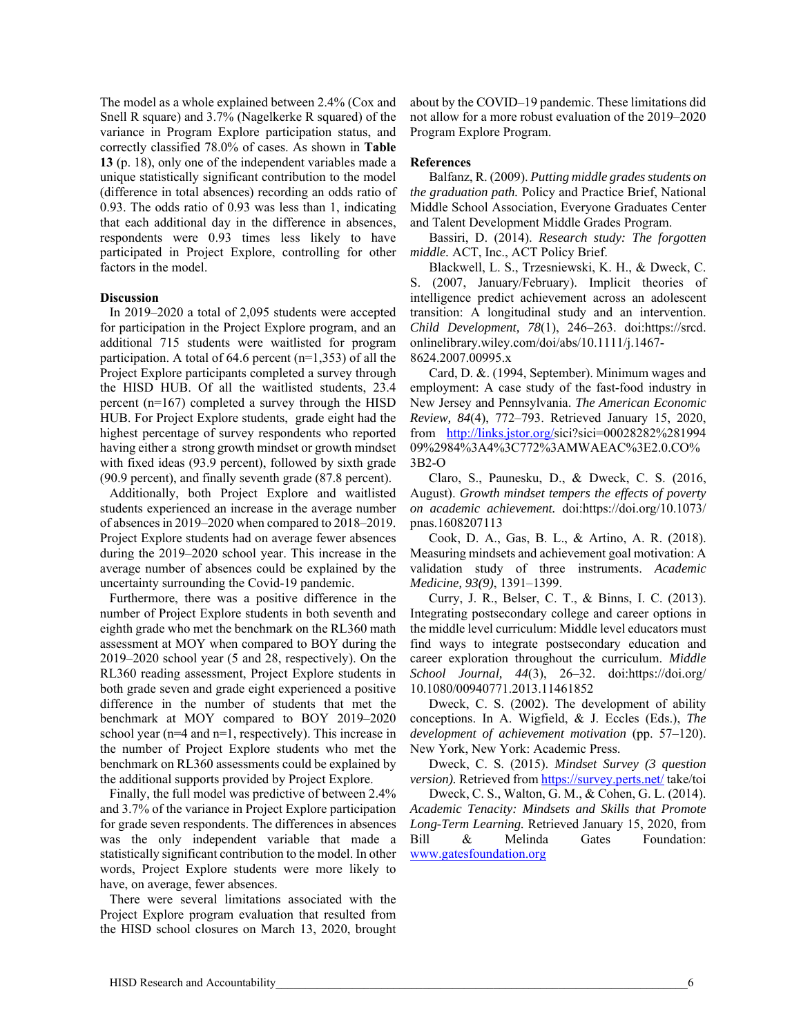The model as a whole explained between 2.4% (Cox and Snell R square) and 3.7% (Nagelkerke R squared) of the variance in Program Explore participation status, and correctly classified 78.0% of cases. As shown in **Table 13** (p. 18), only one of the independent variables made a unique statistically significant contribution to the model (difference in total absences) recording an odds ratio of 0.93. The odds ratio of 0.93 was less than 1, indicating that each additional day in the difference in absences, respondents were 0.93 times less likely to have participated in Project Explore, controlling for other factors in the model.

**Discussion**

In 2019–2020 a total of 2,095 students were accepted for participation in the Project Explore program, and an additional 715 students were waitlisted for program participation. A total of 64.6 percent (n=1,353) of all the Project Explore participants completed a survey through the HISD HUB. Of all the waitlisted students, 23.4 percent (n=167) completed a survey through the HISD HUB. For Project Explore students, grade eight had the highest percentage of survey respondents who reported having either a strong growth mindset or growth mindset with fixed ideas (93.9 percent), followed by sixth grade (90.9 percent), and finally seventh grade (87.8 percent).

Additionally, both Project Explore and waitlisted students experienced an increase in the average number of absences in 2019–2020 when compared to 2018–2019. Project Explore students had on average fewer absences during the 2019–2020 school year. This increase in the average number of absences could be explained by the uncertainty surrounding the Covid-19 pandemic.

Furthermore, there was a positive difference in the number of Project Explore students in both seventh and eighth grade who met the benchmark on the RL360 math assessment at MOY when compared to BOY during the 2019–2020 school year (5 and 28, respectively). On the RL360 reading assessment, Project Explore students in both grade seven and grade eight experienced a positive difference in the number of students that met the benchmark at MOY compared to BOY 2019–2020 school year (n=4 and n=1, respectively). This increase in the number of Project Explore students who met the benchmark on RL360 assessments could be explained by the additional supports provided by Project Explore.

Finally, the full model was predictive of between 2.4% and 3.7% of the variance in Project Explore participation for grade seven respondents. The differences in absences was the only independent variable that made a statistically significant contribution to the model. In other words, Project Explore students were more likely to have, on average, fewer absences.

There were several limitations associated with the Project Explore program evaluation that resulted from the HISD school closures on March 13, 2020, brought about by the COVID–19 pandemic. These limitations did not allow for a more robust evaluation of the 2019–2020 Program Explore Program.

**References**

Balfanz, R. (2009). *Putting middle grades students on the graduation path.* Policy and Practice Brief, National Middle School Association, Everyone Graduates Center and Talent Development Middle Grades Program.

Bassiri, D. (2014). *Research study: The forgotten middle.* ACT, Inc., ACT Policy Brief.

Blackwell, L. S., Trzesniewski, K. H., & Dweck, C. S. (2007, January/February). Implicit theories of intelligence predict achievement across an adolescent transition: A longitudinal study and an intervention. *Child Development, 78*(1), 246–263. doi:https://srcd.onlinelibrary.wiley.com/doi/abs/10.1111/j.1467-8624.2007.00995.x

Card, D. &. (1994, September). Minimum wages and employment: A case study of the fast-food industry in New Jersey and Pennsylvania. *The American Economic Review, 84*(4), 772–793. Retrieved January 15, 2020, from http://links.jstor.org/sici?sici=00028282%281994 09%2984%3A4%3C772%3AMWAEAC%3E2.0.CO% 3B2-O

Claro, S., Paunesku, D., & Dweck, C. S. (2016, August). *Growth mindset tempers the effects of poverty on academic achievement.* doi:https://doi.org/10.1073/pnas.1608207113

Cook, D. A., Gas, B. L., & Artino, A. R. (2018). Measuring mindsets and achievement goal motivation: A validation study of three instruments. *Academic Medicine, 93(9)*, 1391–1399.

Curry, J. R., Belser, C. T., & Binns, I. C. (2013). Integrating postsecondary college and career options in the middle level curriculum: Middle level educators must find ways to integrate postsecondary education and career exploration throughout the curriculum. *Middle School Journal, 44*(3), 26–32. doi:https://doi.org/10.1080/00940771.2013.11461852

Dweck, C. S. (2002). The development of ability conceptions. In A. Wigfield, & J. Eccles (Eds.), *The development of achievement motivation* (pp. 57–120). New York, New York: Academic Press.

Dweck, C. S. (2015). *Mindset Survey (3 question version).* Retrieved from https://survey.perts.net/ take/toi

Dweck, C. S., Walton, G. M., & Cohen, G. L. (2014). *Academic Tenacity: Mindsets and Skills that Promote Long-Term Learning.* Retrieved January 15, 2020, from Bill & Melinda Gates Foundation: www.gatesfoundation.org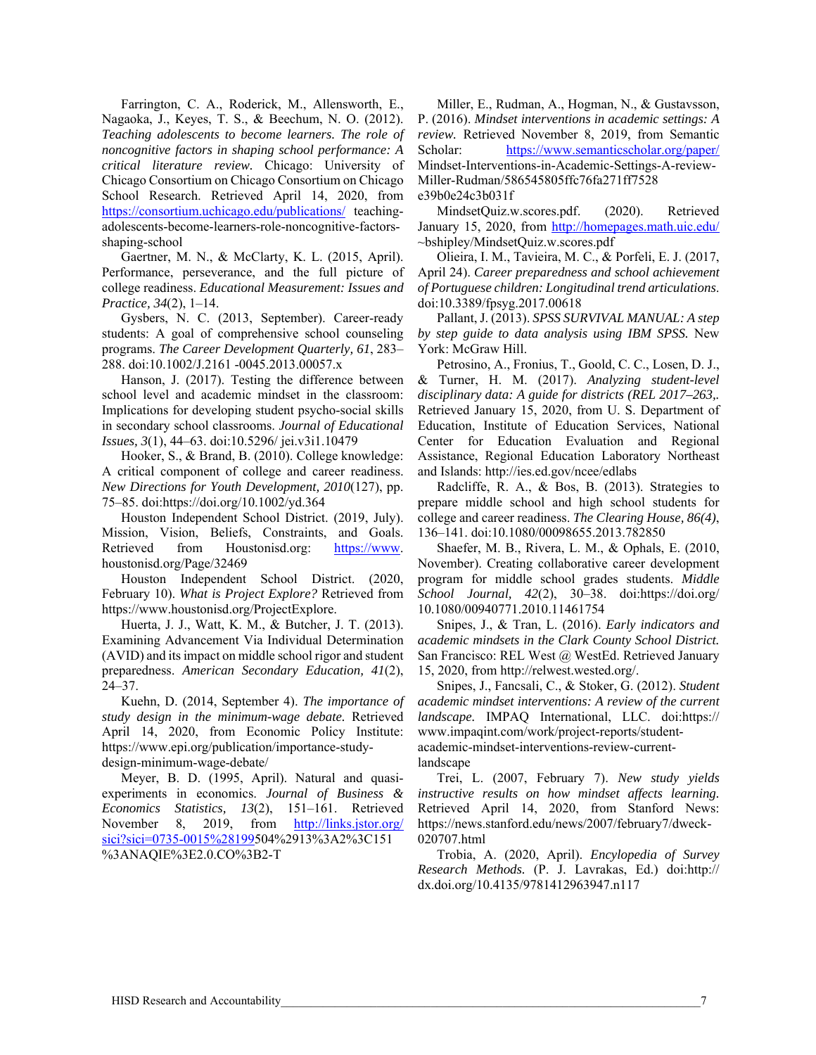Farrington, C. A., Roderick, M., Allensworth, E., Nagaoka, J., Keyes, T. S., & Beechum, N. O. (2012). *Teaching adolescents to become learners. The role of noncognitive factors in shaping school performance: A critical literature review.* Chicago: University of Chicago Consortium on Chicago Consortium on Chicago School Research. Retrieved April 14, 2020, from https://consortium.uchicago.edu/publications/ teaching-adolescents-become-learners-role-noncognitive-factors-shaping-school

Gaertner, M. N., & McClarty, K. L. (2015, April). Performance, perseverance, and the full picture of college readiness. *Educational Measurement: Issues and Practice, 34*(2), 1–14.

Gysbers, N. C. (2013, September). Career-ready students: A goal of comprehensive school counseling programs. *The Career Development Quarterly, 61*, 283–288. doi:10.1002/J.2161 -0045.2013.00057.x

Hanson, J. (2017). Testing the difference between school level and academic mindset in the classroom: Implications for developing student psycho-social skills in secondary school classrooms. *Journal of Educational Issues, 3*(1), 44–63. doi:10.5296/ jei.v3i1.10479

Hooker, S., & Brand, B. (2010). College knowledge: A critical component of college and career readiness. *New Directions for Youth Development, 2010*(127), pp. 75–85. doi:https://doi.org/10.1002/yd.364

Houston Independent School District. (2019, July). Mission, Vision, Beliefs, Constraints, and Goals. Retrieved from Houstonisd.org: https://www.houstonisd.org/Page/32469

Houston Independent School District. (2020, February 10). *What is Project Explore?* Retrieved from https://www.houstonisd.org/ProjectExplore.

Huerta, J. J., Watt, K. M., & Butcher, J. T. (2013). Examining Advancement Via Individual Determination (AVID) and its impact on middle school rigor and student preparedness. *American Secondary Education, 41*(2), 24–37.

Kuehn, D. (2014, September 4). *The importance of study design in the minimum-wage debate.* Retrieved April 14, 2020, from Economic Policy Institute: https://www.epi.org/publication/importance-study-design-minimum-wage-debate/

Meyer, B. D. (1995, April). Natural and quasi-experiments in economics. *Journal of Business & Economics Statistics, 13*(2), 151–161. Retrieved November 8, 2019, from http://links.jstor.org/sici?sici=0735-0015%28199504%2913%3A2%3C151%3ANAQIE%3E2.0.CO%3B2-T

Miller, E., Rudman, A., Hogman, N., & Gustavsson, P. (2016). *Mindset interventions in academic settings: A review.* Retrieved November 8, 2019, from Semantic Scholar: https://www.semanticscholar.org/paper/Mindset-Interventions-in-Academic-Settings-A-review-Miller-Rudman/586545805ffc76fa271ff7528e39b0e24c3b031f

MindsetQuiz.w.scores.pdf. (2020). Retrieved January 15, 2020, from http://homepages.math.uic.edu/~bshipley/MindsetQuiz.w.scores.pdf

Olieira, I. M., Tavieira, M. C., & Porfeli, E. J. (2017, April 24). *Career preparedness and school achievement of Portuguese children: Longitudinal trend articulations.* doi:10.3389/fpsyg.2017.00618

Pallant, J. (2013). *SPSS SURVIVAL MANUAL: A step by step guide to data analysis using IBM SPSS.* New York: McGraw Hill.

Petrosino, A., Fronius, T., Goold, C. C., Losen, D. J., & Turner, H. M. (2017). *Analyzing student-level disciplinary data: A guide for districts (REL 2017–263,.* Retrieved January 15, 2020, from U. S. Department of Education, Institute of Education Services, National Center for Education Evaluation and Regional Assistance, Regional Education Laboratory Northeast and Islands: http://ies.ed.gov/ncee/edlabs

Radcliffe, R. A., & Bos, B. (2013). Strategies to prepare middle school and high school students for college and career readiness. *The Clearing House, 86(4)*, 136–141. doi:10.1080/00098655.2013.782850

Shaefer, M. B., Rivera, L. M., & Ophals, E. (2010, November). Creating collaborative career development program for middle school grades students. *Middle School Journal, 42*(2), 30–38. doi:https://doi.org/10.1080/00940771.2010.11461754

Snipes, J., & Tran, L. (2016). *Early indicators and academic mindsets in the Clark County School District.* San Francisco: REL West @ WestEd. Retrieved January 15, 2020, from http://relwest.wested.org/.

Snipes, J., Fancsali, C., & Stoker, G. (2012). *Student academic mindset interventions: A review of the current landscape.* IMPAQ International, LLC. doi:https://www.impaqint.com/work/project-reports/student-academic-mindset-interventions-review-current-landscape

Trei, L. (2007, February 7). *New study yields instructive results on how mindset affects learning.* Retrieved April 14, 2020, from Stanford News: https://news.stanford.edu/news/2007/february7/dweck-020707.html

Trobia, A. (2020, April). *Encylopedia of Survey Research Methods.* (P. J. Lavrakas, Ed.) doi:http://dx.doi.org/10.4135/9781412963947.n117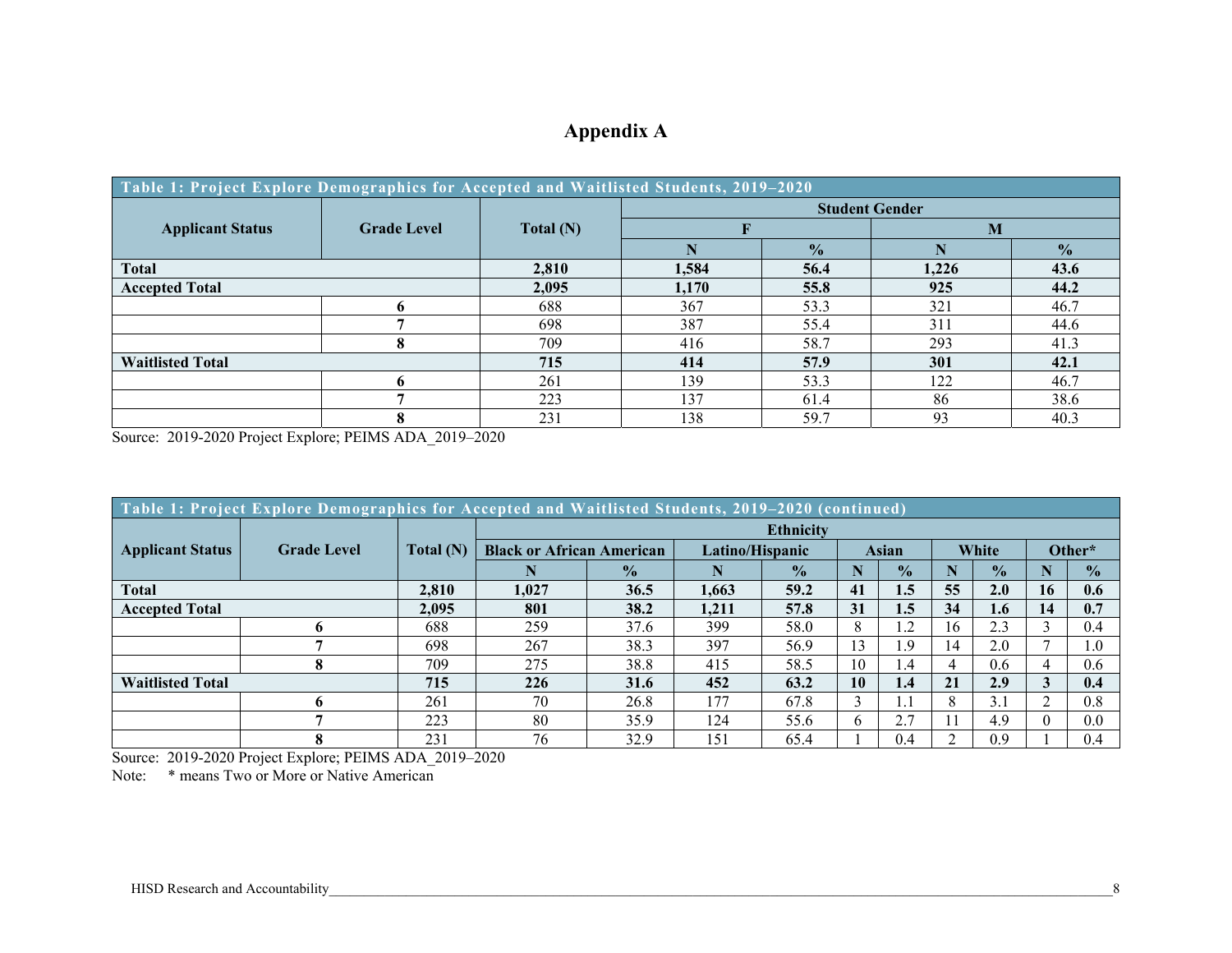# Appendix A

| Table 1: Project Explore Demographics for Accepted and Waitlisted Students, 2019–2020 | | | | | | |
|---|---|---|---|---|---|---|
| **Applicant Status** | **Grade Level** | **Total (N)** | **Student Gender** | | | |
| | | | **F** | | **M** | |
| | | | **N** | **%** | **N** | **%** |
| **Total** | | **2,810** | **1,584** | **56.4** | **1,226** | **43.6** |
| **Accepted Total** | | **2,095** | **1,170** | **55.8** | **925** | **44.2** |
| | **6** | 688 | 367 | 53.3 | 321 | 46.7 |
| | **7** | 698 | 387 | 55.4 | 311 | 44.6 |
| | **8** | 709 | 416 | 58.7 | 293 | 41.3 |
| **Waitlisted Total** | | **715** | **414** | **57.9** | **301** | **42.1** |
| | **6** | 261 | 139 | 53.3 | 122 | 46.7 |
| | **7** | 223 | 137 | 61.4 | 86 | 38.6 |
| | **8** | 231 | 138 | 59.7 | 93 | 40.3 |

Source: 2019-2020 Project Explore; PEIMS ADA_2019–2020

| Table 1: Project Explore Demographics for Accepted and Waitlisted Students, 2019–2020 (continued) | | | | | | | | | | | | |
|---|---|---|---|---|---|---|---|---|---|---|---|---|
| **Applicant Status** | **Grade Level** | **Total (N)** | **Ethnicity** | | | | | | | | | |
| | | | **Black or African American** | | **Latino/Hispanic** | | **Asian** | | **White** | | **Other*** | |
| | | | **N** | **%** | **N** | **%** | **N** | **%** | **N** | **%** | **N** | **%** |
| **Total** | | **2,810** | **1,027** | **36.5** | **1,663** | **59.2** | **41** | **1.5** | **55** | **2.0** | **16** | **0.6** |
| **Accepted Total** | | **2,095** | **801** | **38.2** | **1,211** | **57.8** | **31** | **1.5** | **34** | **1.6** | **14** | **0.7** |
| | **6** | 688 | 259 | 37.6 | 399 | 58.0 | 8 | 1.2 | 16 | 2.3 | 3 | 0.4 |
| | **7** | 698 | 267 | 38.3 | 397 | 56.9 | 13 | 1.9 | 14 | 2.0 | 7 | 1.0 |
| | **8** | 709 | 275 | 38.8 | 415 | 58.5 | 10 | 1.4 | 4 | 0.6 | 4 | 0.6 |
| **Waitlisted Total** | | **715** | **226** | **31.6** | **452** | **63.2** | **10** | **1.4** | **21** | **2.9** | **3** | **0.4** |
| | **6** | 261 | 70 | 26.8 | 177 | 67.8 | 3 | 1.1 | 8 | 3.1 | 2 | 0.8 |
| | **7** | 223 | 80 | 35.9 | 124 | 55.6 | 6 | 2.7 | 11 | 4.9 | 0 | 0.0 |
| | **8** | 231 | 76 | 32.9 | 151 | 65.4 | 1 | 0.4 | 2 | 0.9 | 1 | 0.4 |

Source: 2019-2020 Project Explore; PEIMS ADA_2019–2020

Note: * means Two or More or Native American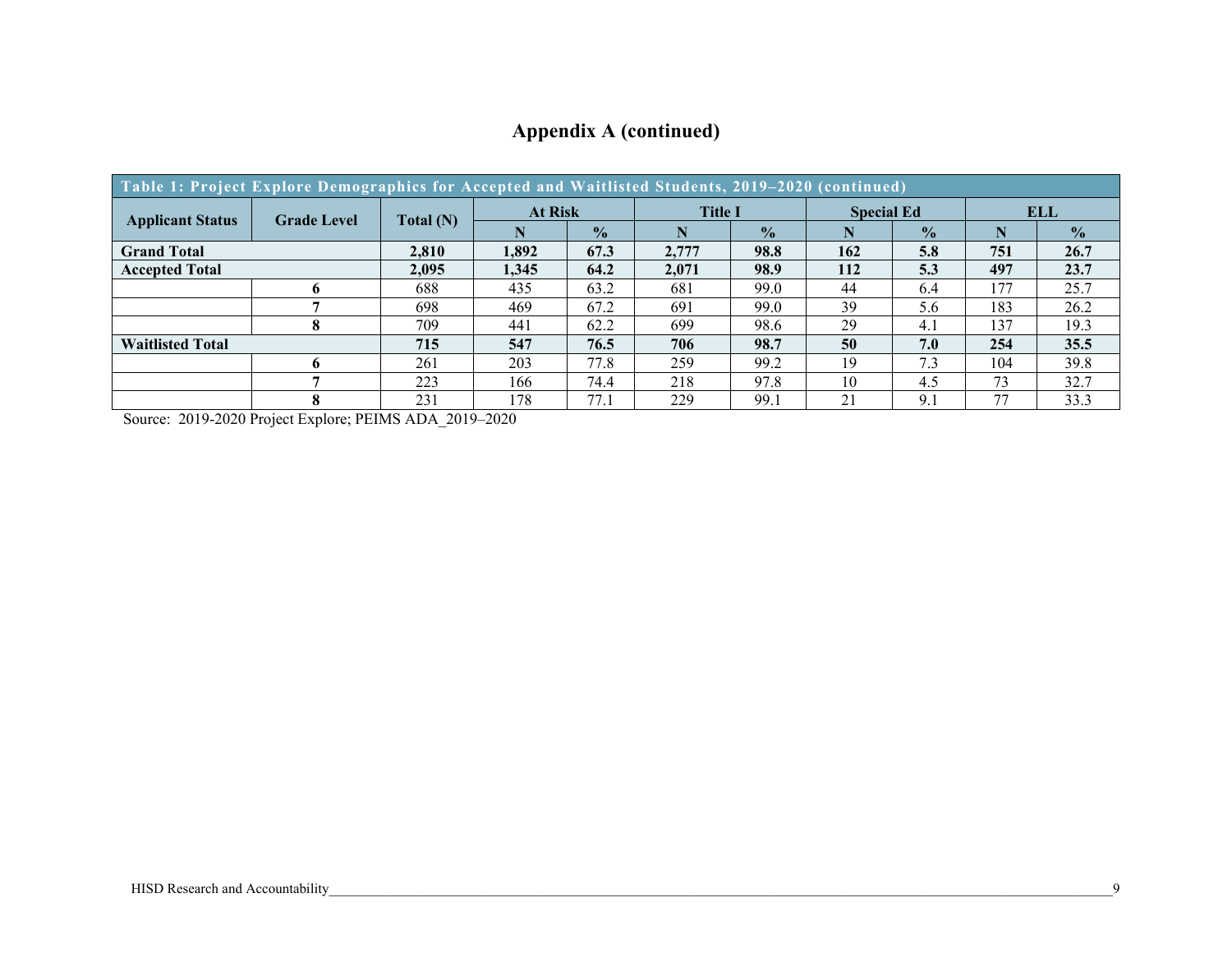## Appendix A (continued)

| Table 1: Project Explore Demographics for Accepted and Waitlisted Students, 2019–2020 (continued) | | | | | | | | | | |
|---|---|---|---|---|---|---|---|---|---|---|
| **Applicant Status** | **Grade Level** | **Total (N)** | **At Risk** | | **Title I** | | **Special Ed** | | **ELL** | |
| | | | **N** | **%** | **N** | **%** | **N** | **%** | **N** | **%** |
| **Grand Total** | | **2,810** | **1,892** | **67.3** | **2,777** | **98.8** | **162** | **5.8** | **751** | **26.7** |
| **Accepted Total** | | **2,095** | **1,345** | **64.2** | **2,071** | **98.9** | **112** | **5.3** | **497** | **23.7** |
| | **6** | 688 | 435 | 63.2 | 681 | 99.0 | 44 | 6.4 | 177 | 25.7 |
| | **7** | 698 | 469 | 67.2 | 691 | 99.0 | 39 | 5.6 | 183 | 26.2 |
| | **8** | 709 | 441 | 62.2 | 699 | 98.6 | 29 | 4.1 | 137 | 19.3 |
| **Waitlisted Total** | | **715** | **547** | **76.5** | **706** | **98.7** | **50** | **7.0** | **254** | **35.5** |
| | **6** | 261 | 203 | 77.8 | 259 | 99.2 | 19 | 7.3 | 104 | 39.8 |
| | **7** | 223 | 166 | 74.4 | 218 | 97.8 | 10 | 4.5 | 73 | 32.7 |
| | **8** | 231 | 178 | 77.1 | 229 | 99.1 | 21 | 9.1 | 77 | 33.3 |

Source: 2019-2020 Project Explore; PEIMS ADA_2019–2020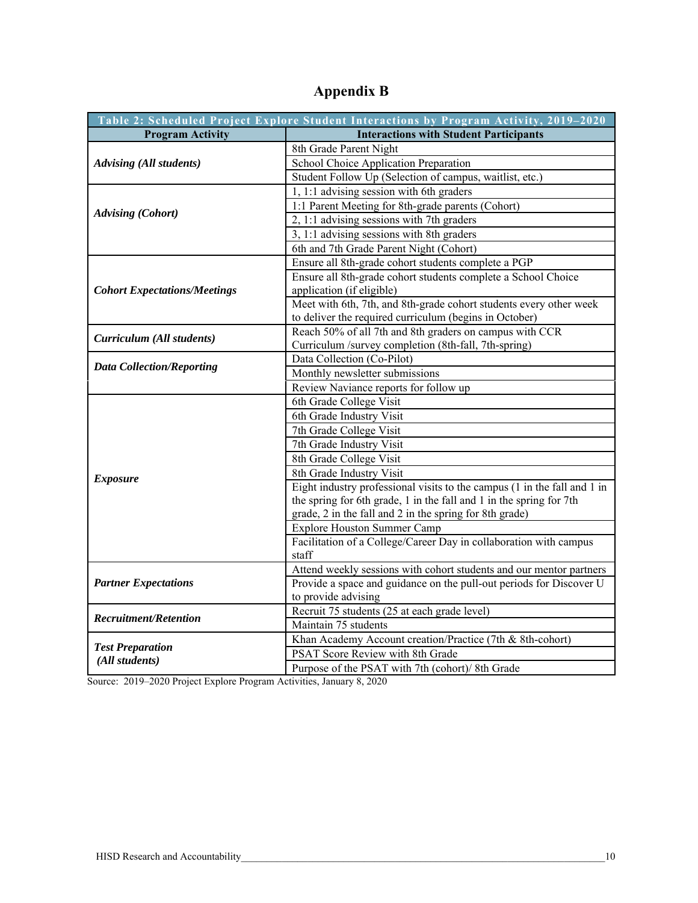# Appendix B

| Table 2: Scheduled Project Explore Student Interactions by Program Activity, 2019–2020 | |
|---|---|
| **Program Activity** | **Interactions with Student Participants** |
| ***Advising (All students)*** | 8th Grade Parent Night |
| | School Choice Application Preparation |
| | Student Follow Up (Selection of campus, waitlist, etc.) |
| ***Advising (Cohort)*** | 1, 1:1 advising session with 6th graders |
| | 1:1 Parent Meeting for 8th-grade parents (Cohort) |
| | 2, 1:1 advising sessions with 7th graders |
| | 3, 1:1 advising sessions with 8th graders |
| | 6th and 7th Grade Parent Night (Cohort) |
| ***Cohort Expectations/Meetings*** | Ensure all 8th-grade cohort students complete a PGP |
| | Ensure all 8th-grade cohort students complete a School Choice application (if eligible) |
| | Meet with 6th, 7th, and 8th-grade cohort students every other week to deliver the required curriculum (begins in October) |
| ***Curriculum (All students)*** | Reach 50% of all 7th and 8th graders on campus with CCR Curriculum /survey completion (8th-fall, 7th-spring) |
| ***Data Collection/Reporting*** | Data Collection (Co-Pilot) |
| | Monthly newsletter submissions |
| | Review Naviance reports for follow up |
| ***Exposure*** | 6th Grade College Visit |
| | 6th Grade Industry Visit |
| | 7th Grade College Visit |
| | 7th Grade Industry Visit |
| | 8th Grade College Visit |
| | 8th Grade Industry Visit |
| | Eight industry professional visits to the campus (1 in the fall and 1 in the spring for 6th grade, 1 in the fall and 1 in the spring for 7th grade, 2 in the fall and 2 in the spring for 8th grade) |
| | Explore Houston Summer Camp |
| | Facilitation of a College/Career Day in collaboration with campus staff |
| ***Partner Expectations*** | Attend weekly sessions with cohort students and our mentor partners |
| | Provide a space and guidance on the pull-out periods for Discover U to provide advising |
| ***Recruitment/Retention*** | Recruit 75 students (25 at each grade level) |
| | Maintain 75 students |
| ***Test Preparation (All students)*** | Khan Academy Account creation/Practice (7th & 8th-cohort) |
| | PSAT Score Review with 8th Grade |
| | Purpose of the PSAT with 7th (cohort)/ 8th Grade |

Source: 2019–2020 Project Explore Program Activities, January 8, 2020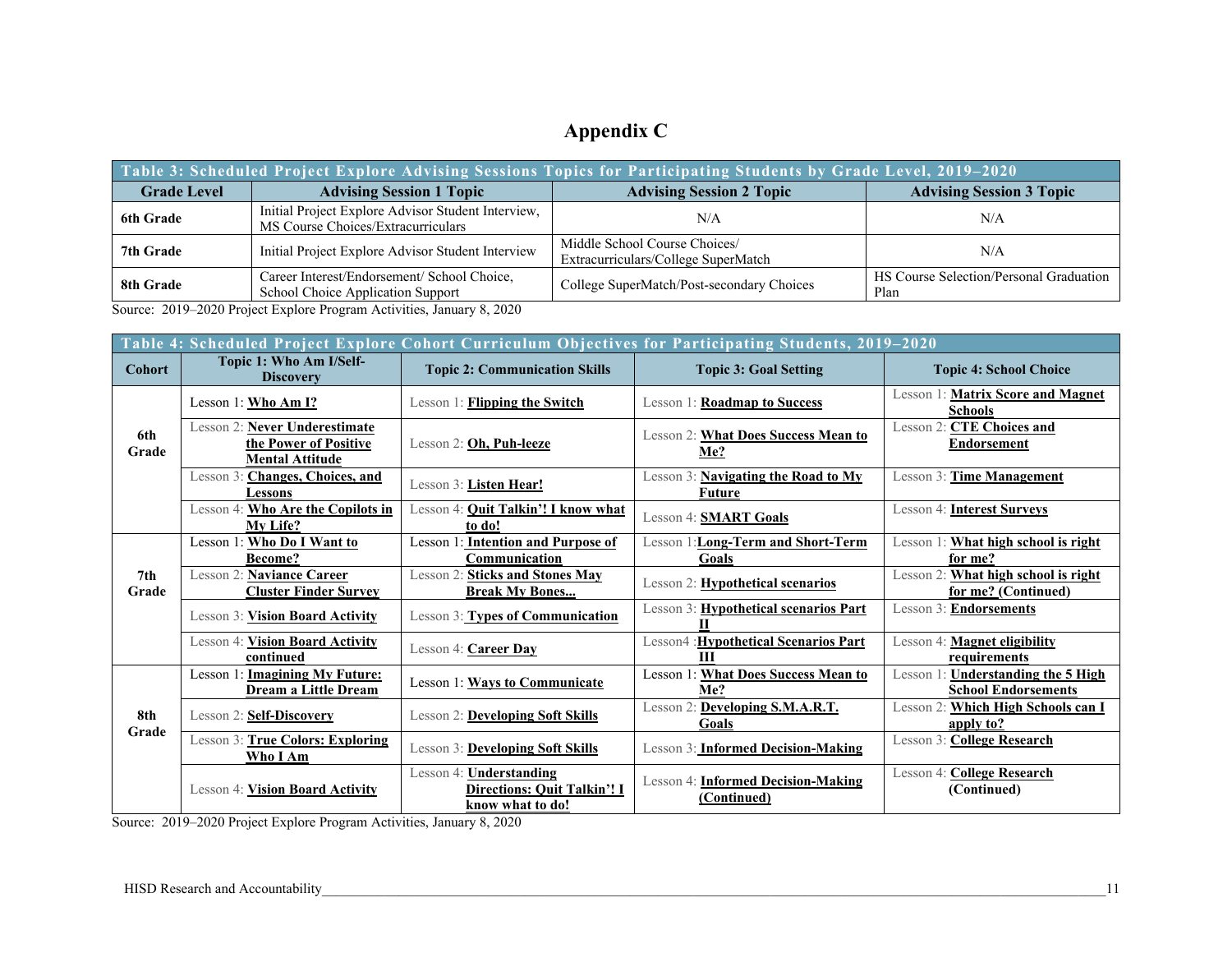# Appendix C

| Table 3: Scheduled Project Explore Advising Sessions Topics for Participating Students by Grade Level, 2019–2020 | | | |
|---|---|---|---|
| **Grade Level** | **Advising Session 1 Topic** | **Advising Session 2 Topic** | **Advising Session 3 Topic** |
| **6th Grade** | Initial Project Explore Advisor Student Interview, MS Course Choices/Extracurriculars | N/A | N/A |
| **7th Grade** | Initial Project Explore Advisor Student Interview | Middle School Course Choices/ Extracurriculars/College SuperMatch | N/A |
| **8th Grade** | Career Interest/Endorsement/ School Choice, School Choice Application Support | College SuperMatch/Post-secondary Choices | HS Course Selection/Personal Graduation Plan |

Source: 2019–2020 Project Explore Program Activities, January 8, 2020

| Table 4: Scheduled Project Explore Cohort Curriculum Objectives for Participating Students, 2019–2020 | | | | |
|---|---|---|---|---|
| **Cohort** | **Topic 1: Who Am I/Self-Discovery** | **Topic 2: Communication Skills** | **Topic 3: Goal Setting** | **Topic 4: School Choice** |
| **6th Grade** | Lesson 1: **Who Am I?** | Lesson 1: **Flipping the Switch** | Lesson 1: **Roadmap to Success** | Lesson 1: **Matrix Score and Magnet Schools** |
| | Lesson 2: **Never Underestimate the Power of Positive Mental Attitude** | Lesson 2: **Oh, Puh-leeze** | Lesson 2: **What Does Success Mean to Me?** | Lesson 2: **CTE Choices and Endorsement** |
| | Lesson 3: **Changes, Choices, and Lessons** | Lesson 3: **Listen Hear!** | Lesson 3: **Navigating the Road to My Future** | Lesson 3: **Time Management** |
| | Lesson 4: **Who Are the Copilots in My Life?** | Lesson 4: **Quit Talkin'! I know what to do!** | Lesson 4: **SMART Goals** | Lesson 4: **Interest Surveys** |
| **7th Grade** | Lesson 1: **Who Do I Want to Become?** | Lesson 1: **Intention and Purpose of Communication** | Lesson 1:**Long-Term and Short-Term Goals** | Lesson 1: **What high school is right for me?** |
| | Lesson 2: **Naviance Career Cluster Finder Survey** | Lesson 2: **Sticks and Stones May Break My Bones...** | Lesson 2: **Hypothetical scenarios** | Lesson 2: **What high school is right for me? (Continued)** |
| | Lesson 3: **Vision Board Activity** | Lesson 3: **Types of Communication** | Lesson 3: **Hypothetical scenarios Part II** | Lesson 3: **Endorsements** |
| | Lesson 4: **Vision Board Activity continued** | Lesson 4: **Career Day** | Lesson4 :**Hypothetical Scenarios Part III** | Lesson 4: **Magnet eligibility requirements** |
| **8th Grade** | Lesson 1: **Imagining My Future: Dream a Little Dream** | Lesson 1: **Ways to Communicate** | Lesson 1: **What Does Success Mean to Me?** | Lesson 1: **Understanding the 5 High School Endorsements** |
| | Lesson 2: **Self-Discovery** | Lesson 2: **Developing Soft Skills** | Lesson 2: **Developing S.M.A.R.T. Goals** | Lesson 2: **Which High Schools can I apply to?** |
| | Lesson 3: **True Colors: Exploring Who I Am** | Lesson 3: **Developing Soft Skills** | Lesson 3: **Informed Decision-Making** | Lesson 3: **College Research** |
| | Lesson 4: **Vision Board Activity** | Lesson 4: **Understanding Directions: Quit Talkin'! I know what to do!** | Lesson 4: **Informed Decision-Making (Continued)** | Lesson 4: **College Research (Continued)** |

Source: 2019–2020 Project Explore Program Activities, January 8, 2020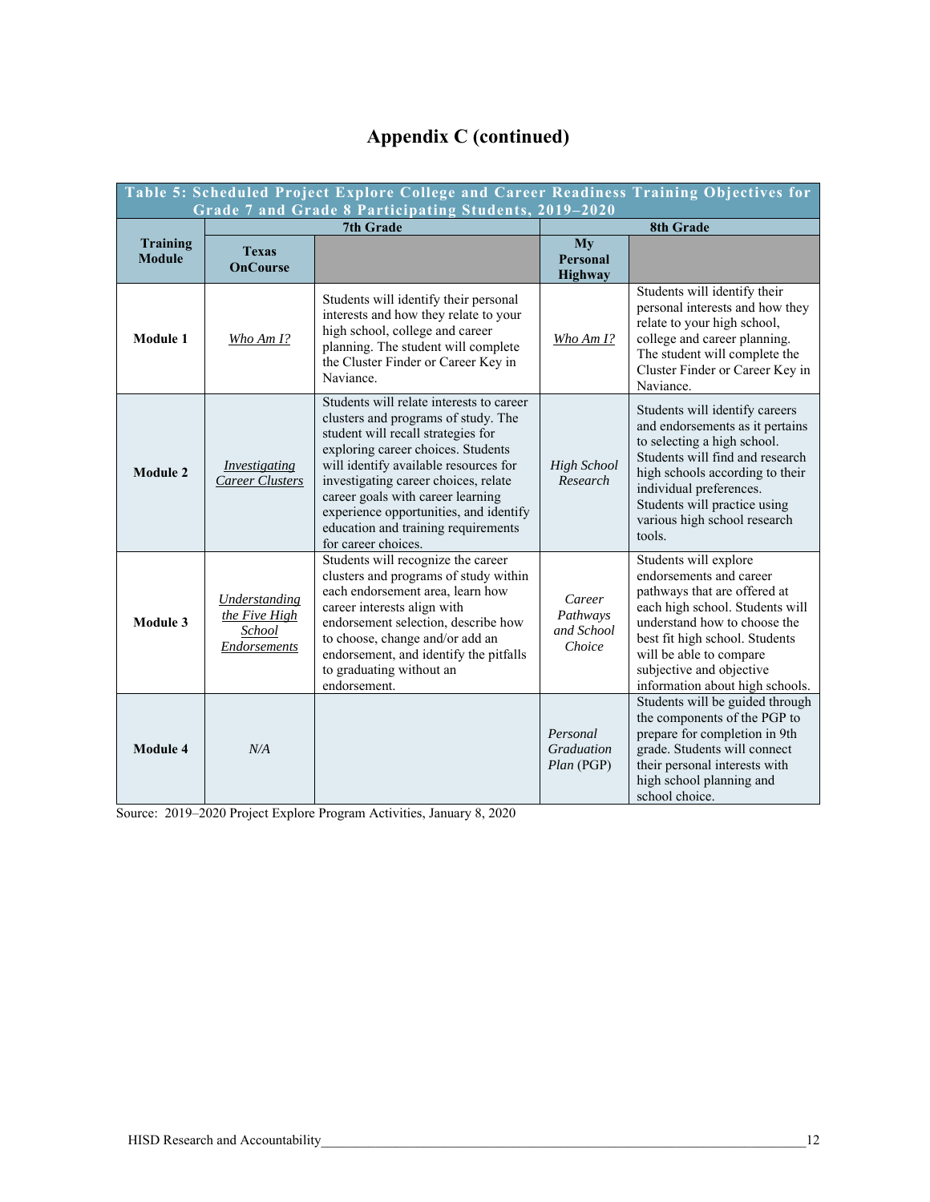# Appendix C (continued)

**Table 5: Scheduled Project Explore College and Career Readiness Training Objectives for Grade 7 and Grade 8 Participating Students, 2019–2020**

| Training Module | 7th Grade | | 8th Grade | |
|---|---|---|---|---|
| | **Texas OnCourse** | | **My Personal Highway** | |
| **Module 1** | *Who Am I?* | Students will identify their personal interests and how they relate to your high school, college and career planning. The student will complete the Cluster Finder or Career Key in Naviance. | *Who Am I?* | Students will identify their personal interests and how they relate to your high school, college and career planning. The student will complete the Cluster Finder or Career Key in Naviance. |
| **Module 2** | *Investigating Career Clusters* | Students will relate interests to career clusters and programs of study. The student will recall strategies for exploring career choices. Students will identify available resources for investigating career choices, relate career goals with career learning experience opportunities, and identify education and training requirements for career choices. | *High School Research* | Students will identify careers and endorsements as it pertains to selecting a high school. Students will find and research high schools according to their individual preferences. Students will practice using various high school research tools. |
| **Module 3** | *Understanding the Five High School Endorsements* | Students will recognize the career clusters and programs of study within each endorsement area, learn how career interests align with endorsement selection, describe how to choose, change and/or add an endorsement, and identify the pitfalls to graduating without an endorsement. | *Career Pathways and School Choice* | Students will explore endorsements and career pathways that are offered at each high school. Students will understand how to choose the best fit high school. Students will be able to compare subjective and objective information about high schools. |
| **Module 4** | *N/A* | | *Personal Graduation Plan* (PGP) | Students will be guided through the components of the PGP to prepare for completion in 9th grade. Students will connect their personal interests with high school planning and school choice. |

Source: 2019–2020 Project Explore Program Activities, January 8, 2020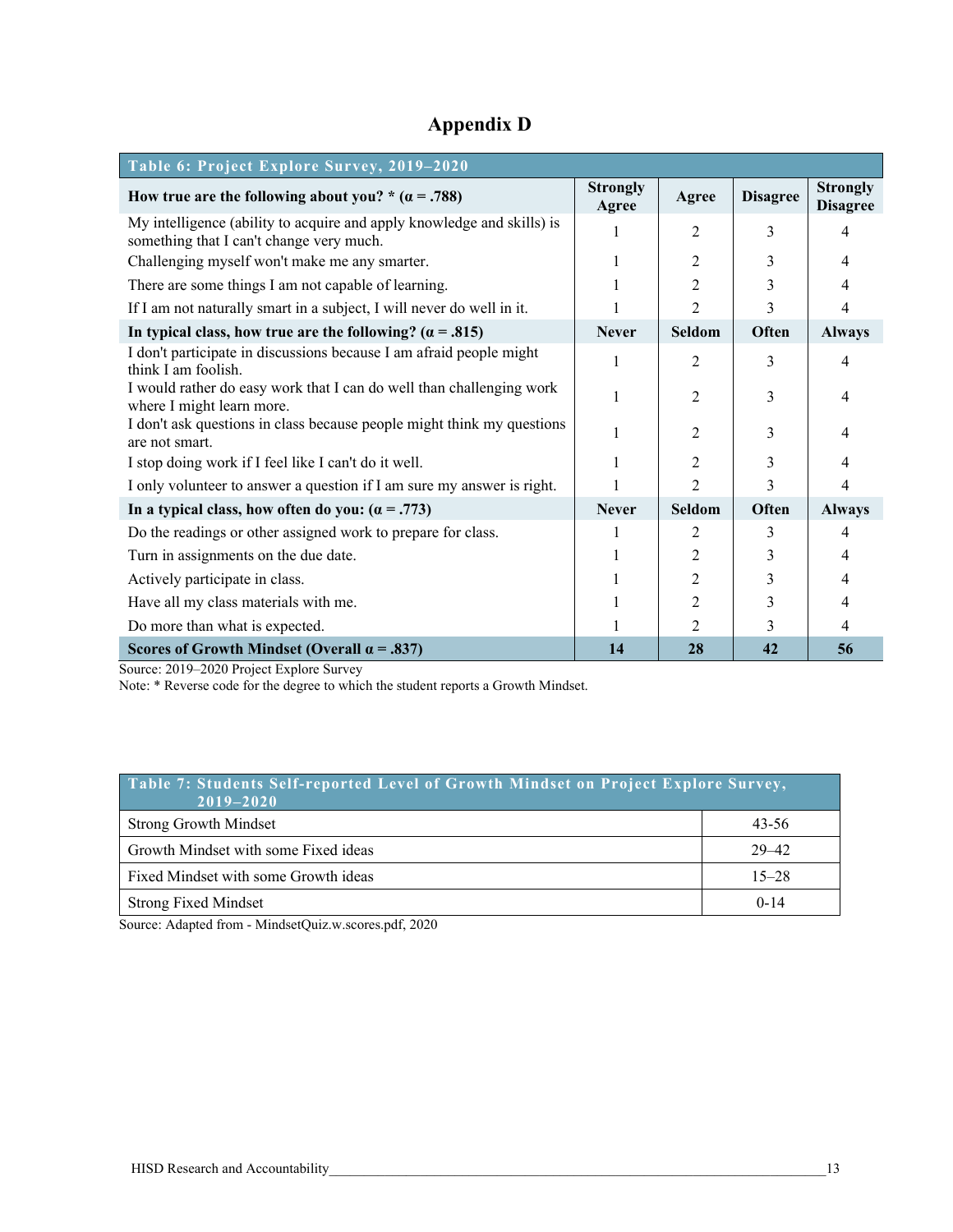# Appendix D

| Table 6: Project Explore Survey, 2019–2020 | | | | |
|---|---|---|---|---|
| **How true are the following about you? * (α = .788)** | **Strongly Agree** | **Agree** | **Disagree** | **Strongly Disagree** |
| My intelligence (ability to acquire and apply knowledge and skills) is something that I can't change very much. | 1 | 2 | 3 | 4 |
| Challenging myself won't make me any smarter. | 1 | 2 | 3 | 4 |
| There are some things I am not capable of learning. | 1 | 2 | 3 | 4 |
| If I am not naturally smart in a subject, I will never do well in it. | 1 | 2 | 3 | 4 |
| **In typical class, how true are the following? (α = .815)** | **Never** | **Seldom** | **Often** | **Always** |
| I don't participate in discussions because I am afraid people might think I am foolish. | 1 | 2 | 3 | 4 |
| I would rather do easy work that I can do well than challenging work where I might learn more. | 1 | 2 | 3 | 4 |
| I don't ask questions in class because people might think my questions are not smart. | 1 | 2 | 3 | 4 |
| I stop doing work if I feel like I can't do it well. | 1 | 2 | 3 | 4 |
| I only volunteer to answer a question if I am sure my answer is right. | 1 | 2 | 3 | 4 |
| **In a typical class, how often do you: (α = .773)** | **Never** | **Seldom** | **Often** | **Always** |
| Do the readings or other assigned work to prepare for class. | 1 | 2 | 3 | 4 |
| Turn in assignments on the due date. | 1 | 2 | 3 | 4 |
| Actively participate in class. | 1 | 2 | 3 | 4 |
| Have all my class materials with me. | 1 | 2 | 3 | 4 |
| Do more than what is expected. | 1 | 2 | 3 | 4 |
| **Scores of Growth Mindset (Overall α = .837)** | **14** | **28** | **42** | **56** |

Source: 2019–2020 Project Explore Survey
Note: * Reverse code for the degree to which the student reports a Growth Mindset.

| Table 7: Students Self-reported Level of Growth Mindset on Project Explore Survey, 2019–2020 | |
|---|---|
| Strong Growth Mindset | 43-56 |
| Growth Mindset with some Fixed ideas | 29–42 |
| Fixed Mindset with some Growth ideas | 15–28 |
| Strong Fixed Mindset | 0-14 |

Source: Adapted from - MindsetQuiz.w.scores.pdf, 2020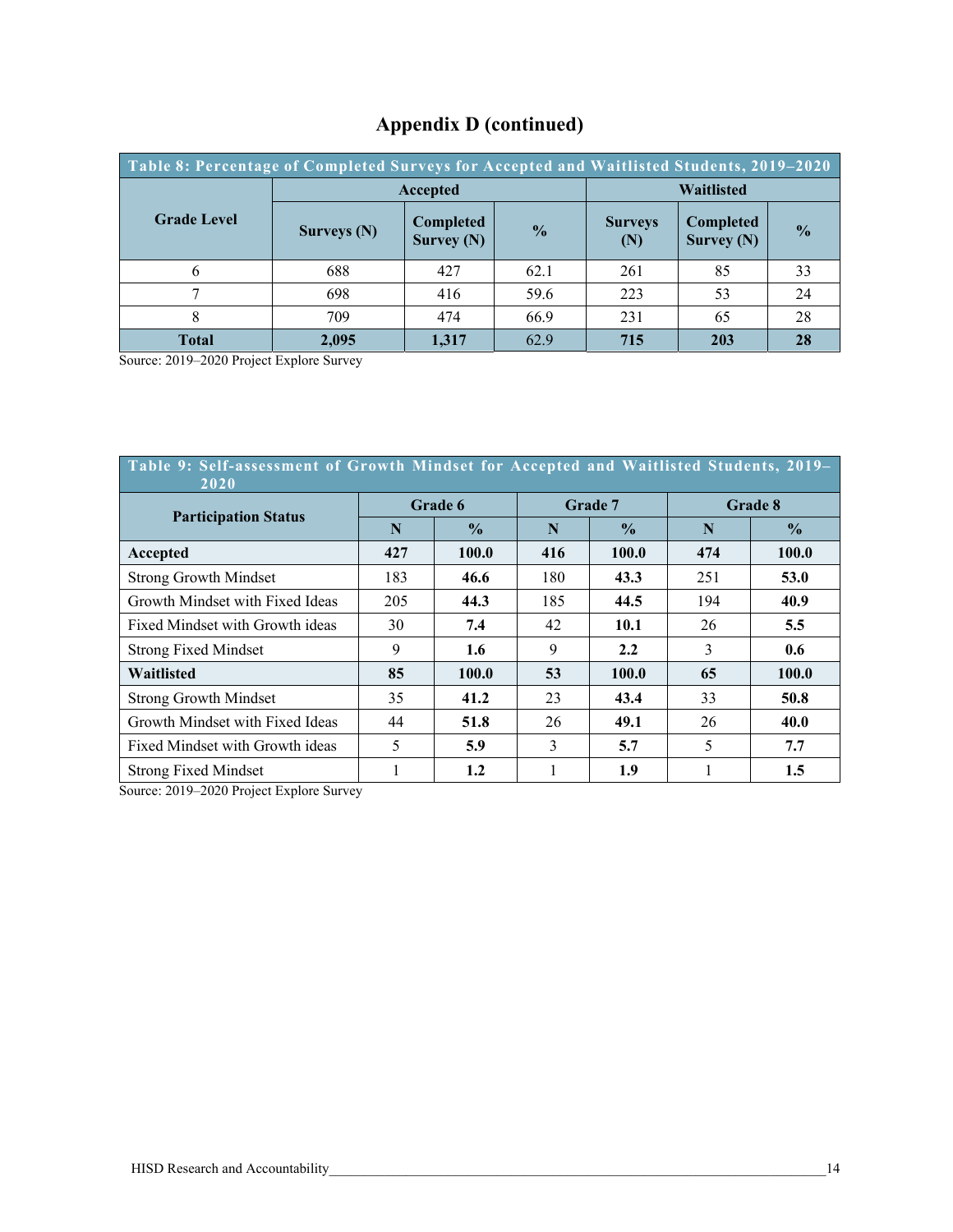# Appendix D (continued)

| Table 8: Percentage of Completed Surveys for Accepted and Waitlisted Students, 2019–2020 | | | | | | |
|---|---|---|---|---|---|---|
| Grade Level | Accepted | | | Waitlisted | | |
| | Surveys (N) | Completed Survey (N) | % | Surveys (N) | Completed Survey (N) | % |
| 6 | 688 | 427 | 62.1 | 261 | 85 | 33 |
| 7 | 698 | 416 | 59.6 | 223 | 53 | 24 |
| 8 | 709 | 474 | 66.9 | 231 | 65 | 28 |
| **Total** | **2,095** | **1,317** | 62.9 | **715** | **203** | **28** |

Source: 2019–2020 Project Explore Survey

| Table 9: Self-assessment of Growth Mindset for Accepted and Waitlisted Students, 2019–2020 | | | | | | |
|---|---|---|---|---|---|---|
| Participation Status | Grade 6 | | Grade 7 | | Grade 8 | |
| | N | % | N | % | N | % |
| **Accepted** | **427** | **100.0** | **416** | **100.0** | **474** | **100.0** |
| Strong Growth Mindset | 183 | **46.6** | 180 | **43.3** | 251 | **53.0** |
| Growth Mindset with Fixed Ideas | 205 | **44.3** | 185 | **44.5** | 194 | **40.9** |
| Fixed Mindset with Growth ideas | 30 | **7.4** | 42 | **10.1** | 26 | **5.5** |
| Strong Fixed Mindset | 9 | **1.6** | 9 | **2.2** | 3 | **0.6** |
| **Waitlisted** | **85** | **100.0** | **53** | **100.0** | **65** | **100.0** |
| Strong Growth Mindset | 35 | **41.2** | 23 | **43.4** | 33 | **50.8** |
| Growth Mindset with Fixed Ideas | 44 | **51.8** | 26 | **49.1** | 26 | **40.0** |
| Fixed Mindset with Growth ideas | 5 | **5.9** | 3 | **5.7** | 5 | **7.7** |
| Strong Fixed Mindset | 1 | **1.2** | 1 | **1.9** | 1 | **1.5** |

Source: 2019–2020 Project Explore Survey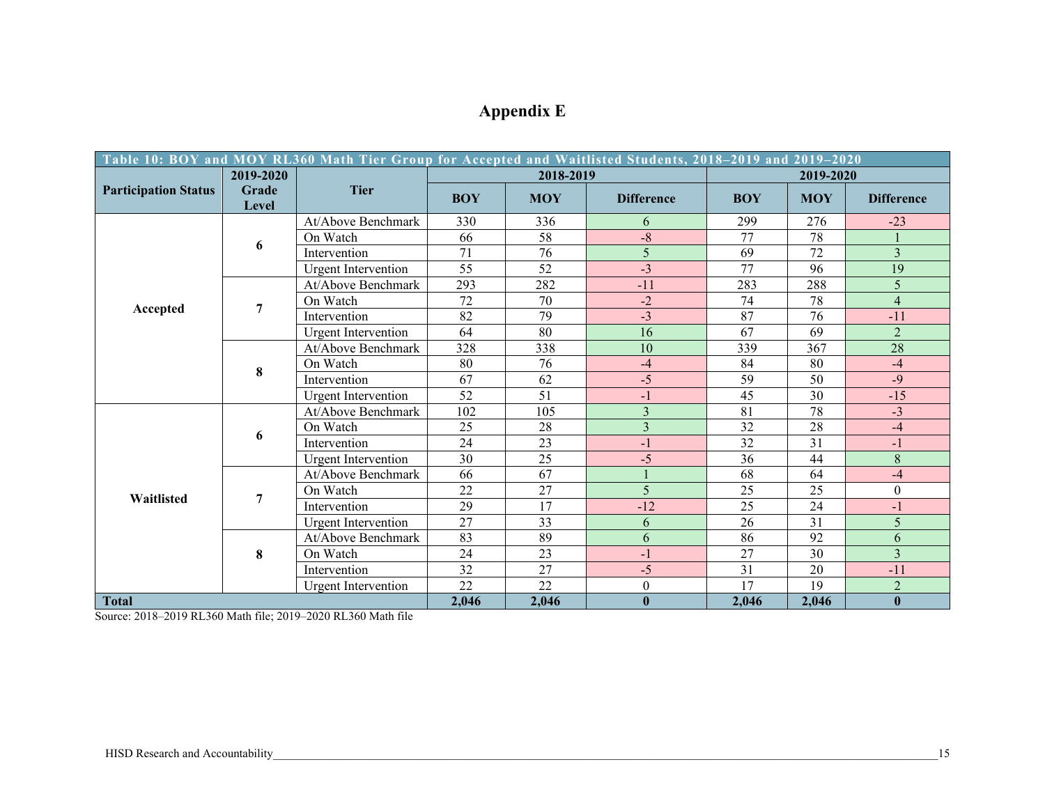# Appendix E

| Table 10: BOY and MOY RL360 Math Tier Group for Accepted and Waitlisted Students, 2018–2019 and 2019–2020 | | | | | | | | |
|---|---|---|---|---|---|---|---|---|
| **Participation Status** | **2019-2020 Grade Level** | **Tier** | **2018-2019** | | | **2019-2020** | | |
| | | | **BOY** | **MOY** | **Difference** | **BOY** | **MOY** | **Difference** |
| **Accepted** | **6** | At/Above Benchmark | 330 | 336 | 6 | 299 | 276 | -23 |
| | | On Watch | 66 | 58 | -8 | 77 | 78 | 1 |
| | | Intervention | 71 | 76 | 5 | 69 | 72 | 3 |
| | | Urgent Intervention | 55 | 52 | -3 | 77 | 96 | 19 |
| | **7** | At/Above Benchmark | 293 | 282 | -11 | 283 | 288 | 5 |
| | | On Watch | 72 | 70 | -2 | 74 | 78 | 4 |
| | | Intervention | 82 | 79 | -3 | 87 | 76 | -11 |
| | | Urgent Intervention | 64 | 80 | 16 | 67 | 69 | 2 |
| | **8** | At/Above Benchmark | 328 | 338 | 10 | 339 | 367 | 28 |
| | | On Watch | 80 | 76 | -4 | 84 | 80 | -4 |
| | | Intervention | 67 | 62 | -5 | 59 | 50 | -9 |
| | | Urgent Intervention | 52 | 51 | -1 | 45 | 30 | -15 |
| **Waitlisted** | **6** | At/Above Benchmark | 102 | 105 | 3 | 81 | 78 | -3 |
| | | On Watch | 25 | 28 | 3 | 32 | 28 | -4 |
| | | Intervention | 24 | 23 | -1 | 32 | 31 | -1 |
| | | Urgent Intervention | 30 | 25 | -5 | 36 | 44 | 8 |
| | **7** | At/Above Benchmark | 66 | 67 | 1 | 68 | 64 | -4 |
| | | On Watch | 22 | 27 | 5 | 25 | 25 | 0 |
| | | Intervention | 29 | 17 | -12 | 25 | 24 | -1 |
| | | Urgent Intervention | 27 | 33 | 6 | 26 | 31 | 5 |
| | **8** | At/Above Benchmark | 83 | 89 | 6 | 86 | 92 | 6 |
| | | On Watch | 24 | 23 | -1 | 27 | 30 | 3 |
| | | Intervention | 32 | 27 | -5 | 31 | 20 | -11 |
| | | Urgent Intervention | 22 | 22 | 0 | 17 | 19 | 2 |
| **Total** | | | **2,046** | **2,046** | **0** | **2,046** | **2,046** | **0** |

Source: 2018–2019 RL360 Math file; 2019–2020 RL360 Math file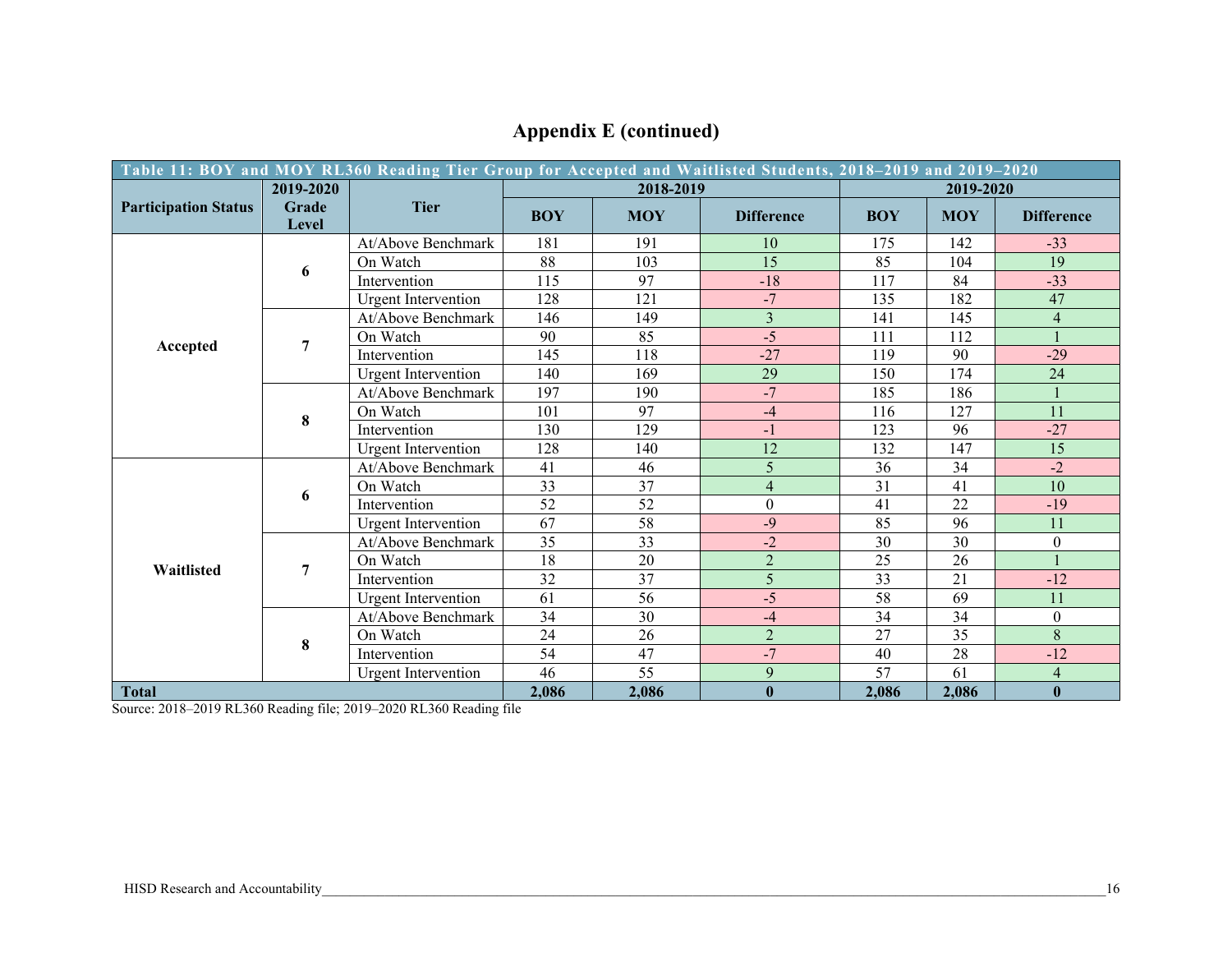## Appendix E (continued)

| Table 11: BOY and MOY RL360 Reading Tier Group for Accepted and Waitlisted Students, 2018–2019 and 2019–2020 | | | | | | | | |
|---|---|---|---|---|---|---|---|---|
| **Participation Status** | **2019-2020 Grade Level** | **Tier** | **2018-2019** | | | **2019-2020** | | |
| | | | **BOY** | **MOY** | **Difference** | **BOY** | **MOY** | **Difference** |
| **Accepted** | **6** | At/Above Benchmark | 181 | 191 | 10 | 175 | 142 | -33 |
| | | On Watch | 88 | 103 | 15 | 85 | 104 | 19 |
| | | Intervention | 115 | 97 | -18 | 117 | 84 | -33 |
| | | Urgent Intervention | 128 | 121 | -7 | 135 | 182 | 47 |
| | **7** | At/Above Benchmark | 146 | 149 | 3 | 141 | 145 | 4 |
| | | On Watch | 90 | 85 | -5 | 111 | 112 | 1 |
| | | Intervention | 145 | 118 | -27 | 119 | 90 | -29 |
| | | Urgent Intervention | 140 | 169 | 29 | 150 | 174 | 24 |
| | **8** | At/Above Benchmark | 197 | 190 | -7 | 185 | 186 | 1 |
| | | On Watch | 101 | 97 | -4 | 116 | 127 | 11 |
| | | Intervention | 130 | 129 | -1 | 123 | 96 | -27 |
| | | Urgent Intervention | 128 | 140 | 12 | 132 | 147 | 15 |
| **Waitlisted** | **6** | At/Above Benchmark | 41 | 46 | 5 | 36 | 34 | -2 |
| | | On Watch | 33 | 37 | 4 | 31 | 41 | 10 |
| | | Intervention | 52 | 52 | 0 | 41 | 22 | -19 |
| | | Urgent Intervention | 67 | 58 | -9 | 85 | 96 | 11 |
| | **7** | At/Above Benchmark | 35 | 33 | -2 | 30 | 30 | 0 |
| | | On Watch | 18 | 20 | 2 | 25 | 26 | 1 |
| | | Intervention | 32 | 37 | 5 | 33 | 21 | -12 |
| | | Urgent Intervention | 61 | 56 | -5 | 58 | 69 | 11 |
| | **8** | At/Above Benchmark | 34 | 30 | -4 | 34 | 34 | 0 |
| | | On Watch | 24 | 26 | 2 | 27 | 35 | 8 |
| | | Intervention | 54 | 47 | -7 | 40 | 28 | -12 |
| | | Urgent Intervention | 46 | 55 | 9 | 57 | 61 | 4 |
| **Total** | | | **2,086** | **2,086** | **0** | **2,086** | **2,086** | **0** |

Source: 2018–2019 RL360 Reading file; 2019–2020 RL360 Reading file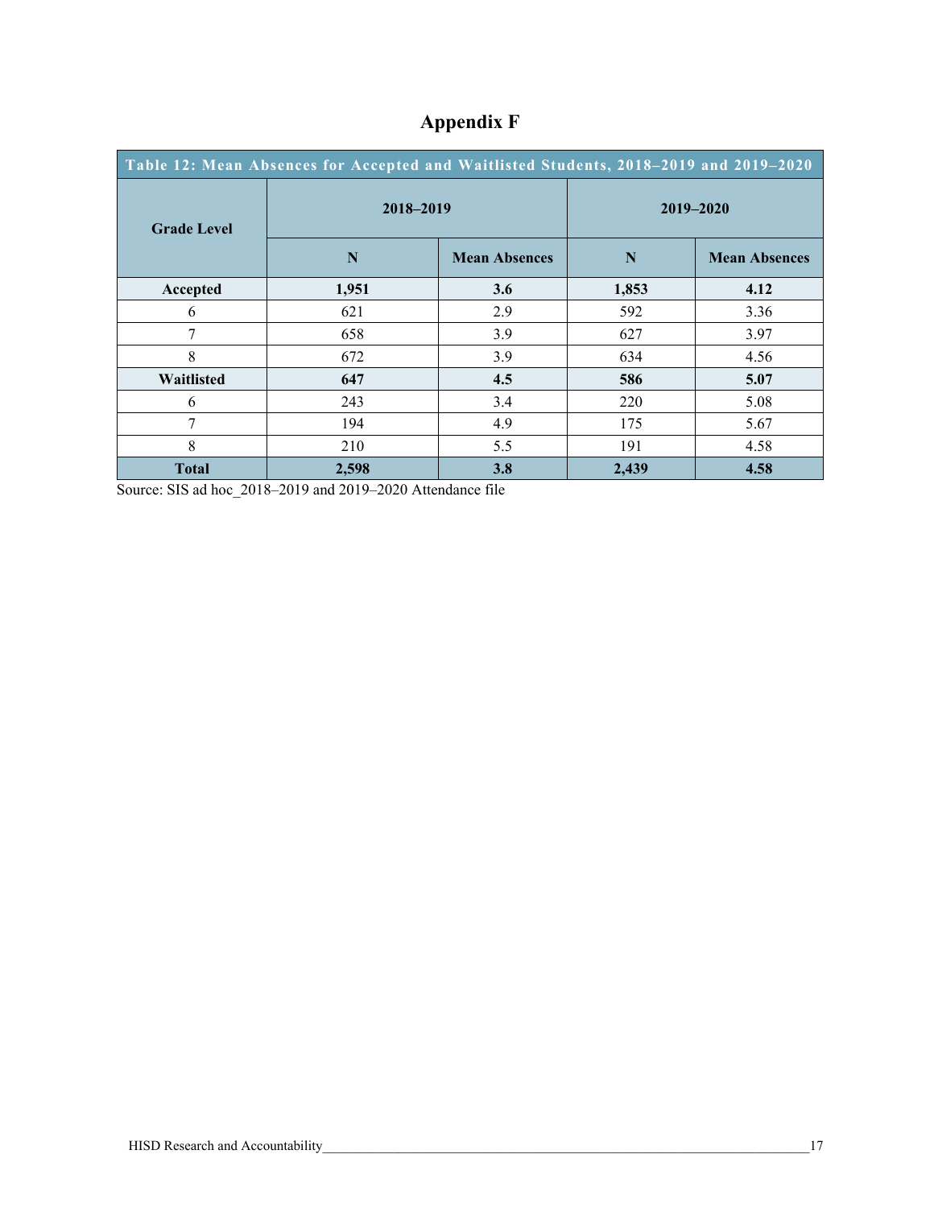# Appendix F

| Table 12: Mean Absences for Accepted and Waitlisted Students, 2018–2019 and 2019–2020 | | | | |
|---|---|---|---|---|
| **Grade Level** | **2018–2019** | | **2019–2020** | |
| | **N** | **Mean Absences** | **N** | **Mean Absences** |
| **Accepted** | **1,951** | **3.6** | **1,853** | **4.12** |
| 6 | 621 | 2.9 | 592 | 3.36 |
| 7 | 658 | 3.9 | 627 | 3.97 |
| 8 | 672 | 3.9 | 634 | 4.56 |
| **Waitlisted** | **647** | **4.5** | **586** | **5.07** |
| 6 | 243 | 3.4 | 220 | 5.08 |
| 7 | 194 | 4.9 | 175 | 5.67 |
| 8 | 210 | 5.5 | 191 | 4.58 |
| **Total** | **2,598** | **3.8** | **2,439** | **4.58** |

Source: SIS ad hoc_2018–2019 and 2019–2020 Attendance file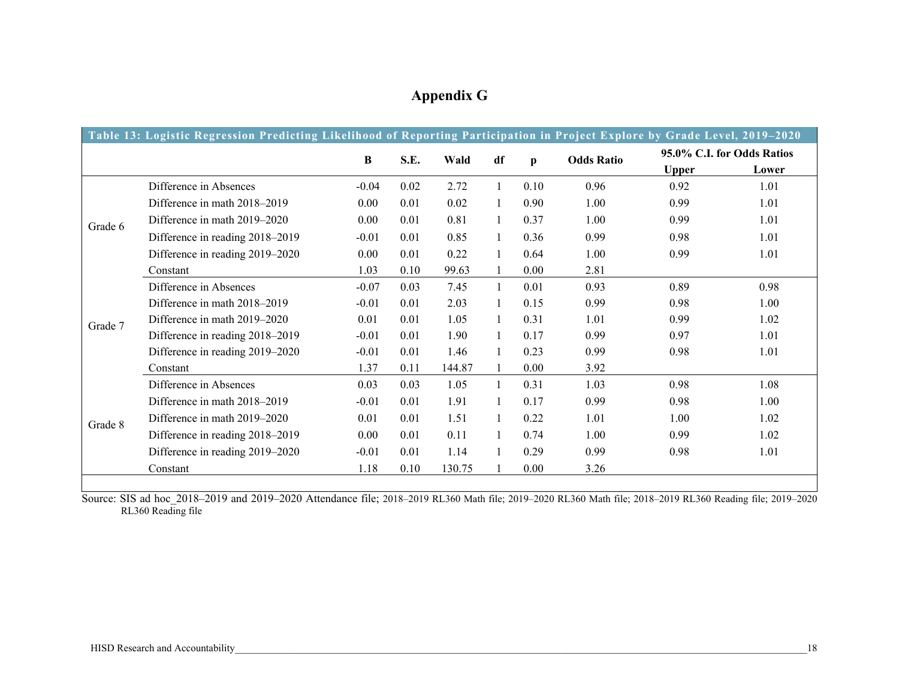# Appendix G

**Table 13: Logistic Regression Predicting Likelihood of Reporting Participation in Project Explore by Grade Level, 2019–2020**

| | | B | S.E. | Wald | df | p | Odds Ratio | 95.0% C.I. for Odds Ratios | |
|---|---|---|---|---|---|---|---|---|---|
| | | | | | | | | Upper | Lower |
| Grade 6 | Difference in Absences | -0.04 | 0.02 | 2.72 | 1 | 0.10 | 0.96 | 0.92 | 1.01 |
| | Difference in math 2018–2019 | 0.00 | 0.01 | 0.02 | 1 | 0.90 | 1.00 | 0.99 | 1.01 |
| | Difference in math 2019–2020 | 0.00 | 0.01 | 0.81 | 1 | 0.37 | 1.00 | 0.99 | 1.01 |
| | Difference in reading 2018–2019 | -0.01 | 0.01 | 0.85 | 1 | 0.36 | 0.99 | 0.98 | 1.01 |
| | Difference in reading 2019–2020 | 0.00 | 0.01 | 0.22 | 1 | 0.64 | 1.00 | 0.99 | 1.01 |
| | Constant | 1.03 | 0.10 | 99.63 | 1 | 0.00 | 2.81 | | |
| Grade 7 | Difference in Absences | -0.07 | 0.03 | 7.45 | 1 | 0.01 | 0.93 | 0.89 | 0.98 |
| | Difference in math 2018–2019 | -0.01 | 0.01 | 2.03 | 1 | 0.15 | 0.99 | 0.98 | 1.00 |
| | Difference in math 2019–2020 | 0.01 | 0.01 | 1.05 | 1 | 0.31 | 1.01 | 0.99 | 1.02 |
| | Difference in reading 2018–2019 | -0.01 | 0.01 | 1.90 | 1 | 0.17 | 0.99 | 0.97 | 1.01 |
| | Difference in reading 2019–2020 | -0.01 | 0.01 | 1.46 | 1 | 0.23 | 0.99 | 0.98 | 1.01 |
| | Constant | 1.37 | 0.11 | 144.87 | 1 | 0.00 | 3.92 | | |
| Grade 8 | Difference in Absences | 0.03 | 0.03 | 1.05 | 1 | 0.31 | 1.03 | 0.98 | 1.08 |
| | Difference in math 2018–2019 | -0.01 | 0.01 | 1.91 | 1 | 0.17 | 0.99 | 0.98 | 1.00 |
| | Difference in math 2019–2020 | 0.01 | 0.01 | 1.51 | 1 | 0.22 | 1.01 | 1.00 | 1.02 |
| | Difference in reading 2018–2019 | 0.00 | 0.01 | 0.11 | 1 | 0.74 | 1.00 | 0.99 | 1.02 |
| | Difference in reading 2019–2020 | -0.01 | 0.01 | 1.14 | 1 | 0.29 | 0.99 | 0.98 | 1.01 |
| | Constant | 1.18 | 0.10 | 130.75 | 1 | 0.00 | 3.26 | | |

Source: SIS ad hoc_2018–2019 and 2019–2020 Attendance file; 2018–2019 RL360 Math file; 2019–2020 RL360 Math file; 2018–2019 RL360 Reading file; 2019–2020 RL360 Reading file